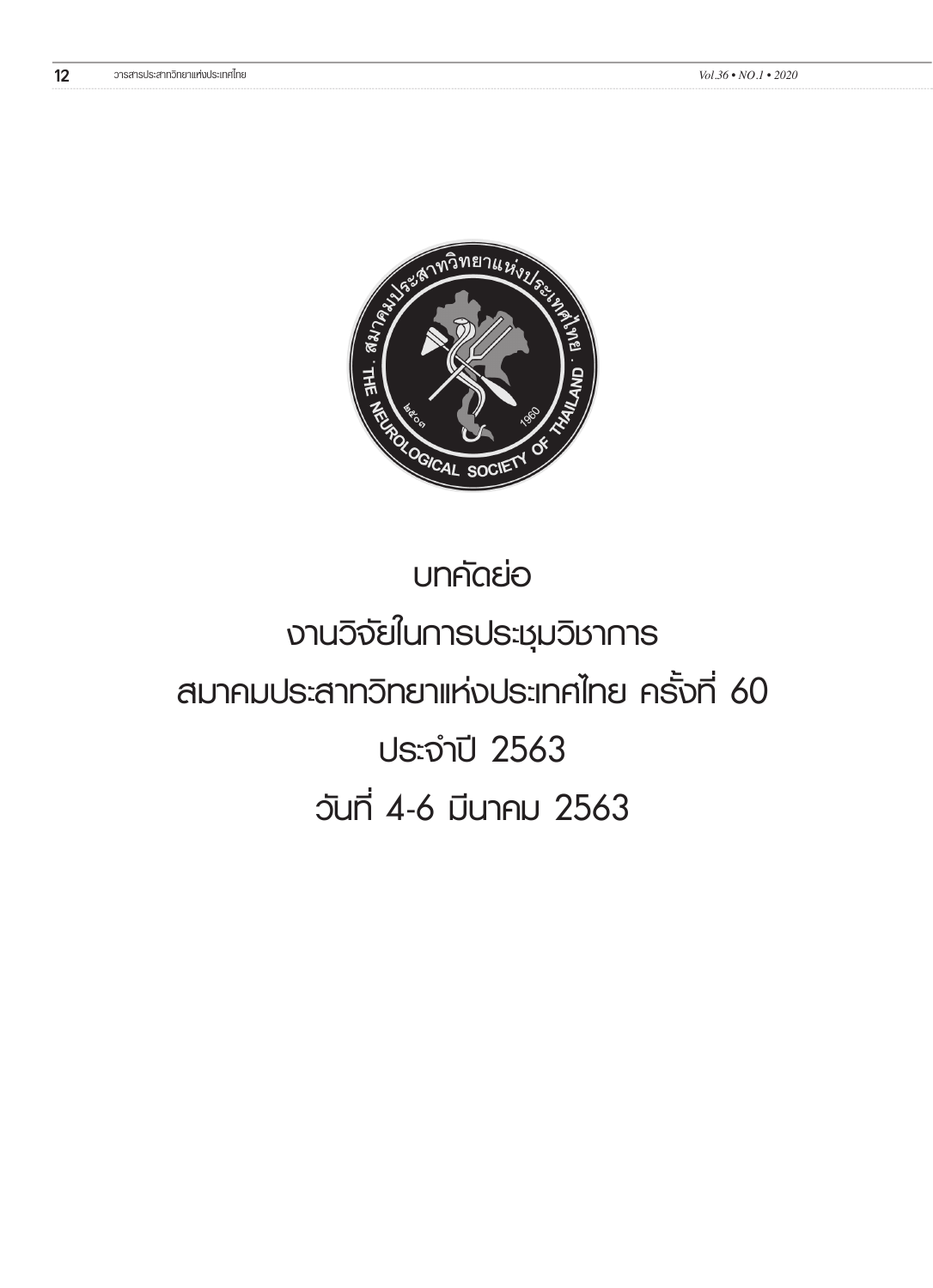# บทคัดย่อ

# งานวิจัยในการประชุมวิชาการ

# สมาคมประสาทวิทยาแห่งประเทศไทย ครั้งที่ 60

# ประจำปี 2563

# วันที่ 4-6 มีนาคม 2563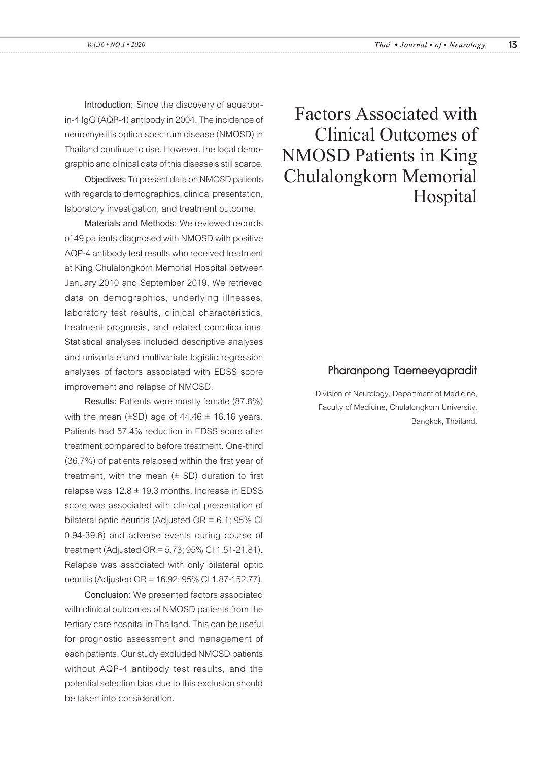# Factors Associated with Clinical Outcomes of NMOSD Patients in King Chulalongkorn Memorial Hospital

## Pharanpong Taemeeyapradit

Division of Neurology, Department of Medicine, Faculty of Medicine, Chulalongkorn University, Bangkok, Thailand.

**Introduction:** Since the discovery of aquaporin-4 IgG (AQP-4) antibody in 2004. The incidence of neuromyelitis optica spectrum disease (NMOSD) in Thailand continue to rise. However, the local demographic and clinical data of this diseaseis still scarce.

**Objectives:** To present data on NMOSD patients with regards to demographics, clinical presentation, laboratory investigation, and treatment outcome.

**Materials and Methods:** We reviewed records of 49 patients diagnosed with NMOSD with positive AQP-4 antibody test results who received treatment at King Chulalongkorn Memorial Hospital between January 2010 and September 2019. We retrieved data on demographics, underlying illnesses, laboratory test results, clinical characteristics, treatment prognosis, and related complications. Statistical analyses included descriptive analyses and univariate and multivariate logistic regression analyses of factors associated with EDSS score improvement and relapse of NMOSD.

**Results:** Patients were mostly female (87.8%) with the mean (±SD) age of 44.46 ± 16.16 years. Patients had 57.4% reduction in EDSS score after treatment compared to before treatment. One-third (36.7%) of patients relapsed within the first year of treatment, with the mean (± SD) duration to first relapse was 12.8 ± 19.3 months. Increase in EDSS score was associated with clinical presentation of bilateral optic neuritis (Adjusted OR = 6.1; 95% CI 0.94-39.6) and adverse events during course of treatment (Adjusted OR = 5.73; 95% CI 1.51-21.81). Relapse was associated with only bilateral optic neuritis (Adjusted OR = 16.92; 95% CI 1.87-152.77).

**Conclusion:** We presented factors associated with clinical outcomes of NMOSD patients from the tertiary care hospital in Thailand. This can be useful for prognostic assessment and management of each patients. Our study excluded NMOSD patients without AQP-4 antibody test results, and the potential selection bias due to this exclusion should be taken into consideration.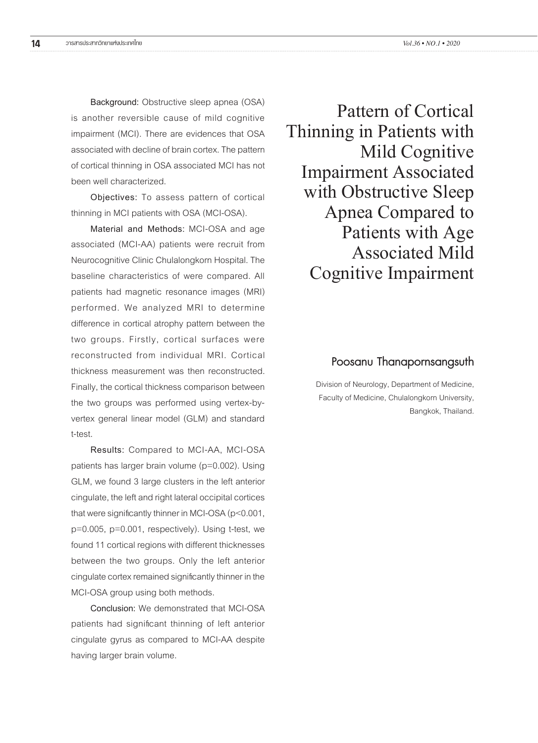# Pattern of Cortical Thinning in Patients with Mild Cognitive Impairment Associated with Obstructive Sleep Apnea Compared to Patients with Age Associated Mild Cognitive Impairment

**Poosanu Thanapornsangsuth**

Division of Neurology, Department of Medicine, Faculty of Medicine, Chulalongkorn University, Bangkok, Thailand.

**Background:** Obstructive sleep apnea (OSA) is another reversible cause of mild cognitive impairment (MCI). There are evidences that OSA associated with decline of brain cortex. The pattern of cortical thinning in OSA associated MCI has not been well characterized.

**Objectives:** To assess pattern of cortical thinning in MCI patients with OSA (MCI-OSA).

**Material and Methods:** MCI-OSA and age associated (MCI-AA) patients were recruit from Neurocognitive Clinic Chulalongkorn Hospital. The baseline characteristics of were compared. All patients had magnetic resonance images (MRI) performed. We analyzed MRI to determine difference in cortical atrophy pattern between the two groups. Firstly, cortical surfaces were reconstructed from individual MRI. Cortical thickness measurement was then reconstructed. Finally, the cortical thickness comparison between the two groups was performed using vertex-by-vertex general linear model (GLM) and standard t-test.

**Results:** Compared to MCI-AA, MCI-OSA patients has larger brain volume ($p=0.002$). Using GLM, we found 3 large clusters in the left anterior cingulate, the left and right lateral occipital cortices that were significantly thinner in MCI-OSA ($p<0.001$, $p=0.005$, $p=0.001$, respectively). Using t-test, we found 11 cortical regions with different thicknesses between the two groups. Only the left anterior cingulate cortex remained significantly thinner in the MCI-OSA group using both methods.

**Conclusion:** We demonstrated that MCI-OSA patients had significant thinning of left anterior cingulate gyrus as compared to MCI-AA despite having larger brain volume.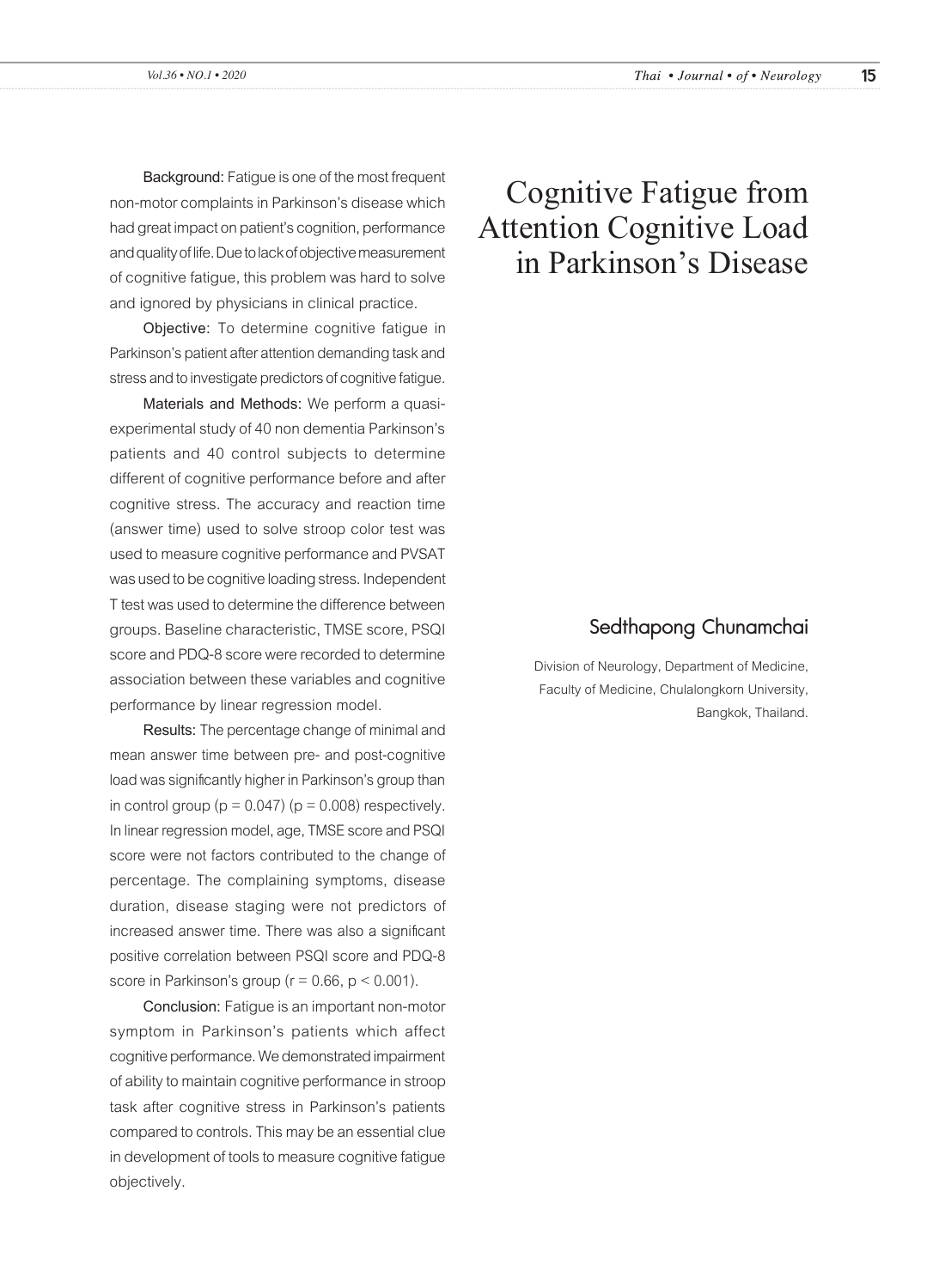# Cognitive Fatigue from Attention Cognitive Load in Parkinson's Disease

**Sedthapong Chunamchai**

Division of Neurology, Department of Medicine, Faculty of Medicine, Chulalongkorn University, Bangkok, Thailand.

**Background:** Fatigue is one of the most frequent non-motor complaints in Parkinson's disease which had great impact on patient's cognition, performance and quality of life. Due to lack of objective measurement of cognitive fatigue, this problem was hard to solve and ignored by physicians in clinical practice.

**Objective:** To determine cognitive fatigue in Parkinson's patient after attention demanding task and stress and to investigate predictors of cognitive fatigue.

**Materials and Methods:** We perform a quasi-experimental study of 40 non dementia Parkinson's patients and 40 control subjects to determine different of cognitive performance before and after cognitive stress. The accuracy and reaction time (answer time) used to solve stroop color test was used to measure cognitive performance and PVSAT was used to be cognitive loading stress. Independent T test was used to determine the difference between groups. Baseline characteristic, TMSE score, PSQI score and PDQ-8 score were recorded to determine association between these variables and cognitive performance by linear regression model.

**Results:** The percentage change of minimal and mean answer time between pre- and post-cognitive load was significantly higher in Parkinson's group than in control group ($p = 0.047$) ($p = 0.008$) respectively. In linear regression model, age, TMSE score and PSQI score were not factors contributed to the change of percentage. The complaining symptoms, disease duration, disease staging were not predictors of increased answer time. There was also a significant positive correlation between PSQI score and PDQ-8 score in Parkinson's group ($r = 0.66$, $p < 0.001$).

**Conclusion:** Fatigue is an important non-motor symptom in Parkinson's patients which affect cognitive performance. We demonstrated impairment of ability to maintain cognitive performance in stroop task after cognitive stress in Parkinson's patients compared to controls. This may be an essential clue in development of tools to measure cognitive fatigue objectively.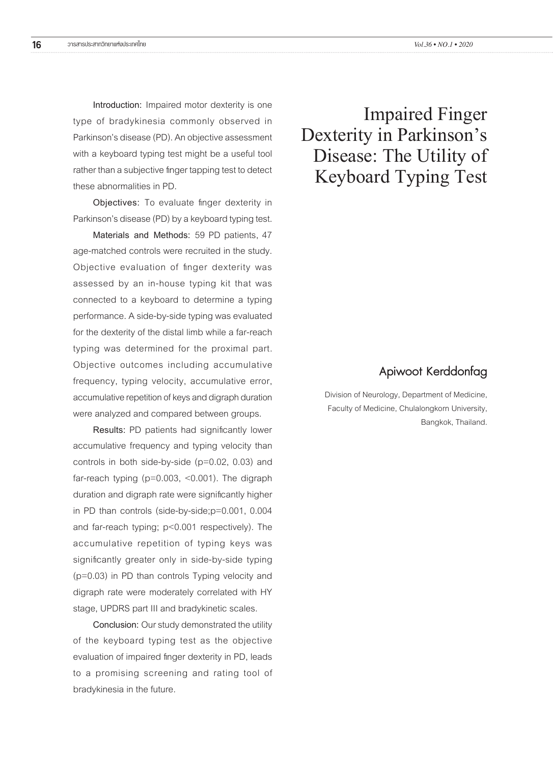# Impaired Finger Dexterity in Parkinson's Disease: The Utility of Keyboard Typing Test

## Apiwoot Kerddonfag

Division of Neurology, Department of Medicine, Faculty of Medicine, Chulalongkorn University, Bangkok, Thailand.

**Introduction:** Impaired motor dexterity is one type of bradykinesia commonly observed in Parkinson's disease (PD). An objective assessment with a keyboard typing test might be a useful tool rather than a subjective finger tapping test to detect these abnormalities in PD.

**Objectives:** To evaluate finger dexterity in Parkinson's disease (PD) by a keyboard typing test.

**Materials and Methods:** 59 PD patients, 47 age-matched controls were recruited in the study. Objective evaluation of finger dexterity was assessed by an in-house typing kit that was connected to a keyboard to determine a typing performance. A side-by-side typing was evaluated for the dexterity of the distal limb while a far-reach typing was determined for the proximal part. Objective outcomes including accumulative frequency, typing velocity, accumulative error, accumulative repetition of keys and digraph duration were analyzed and compared between groups.

**Results:** PD patients had significantly lower accumulative frequency and typing velocity than controls in both side-by-side ($p=0.02$, $0.03$) and far-reach typing ($p=0.003$, $<0.001$). The digraph duration and digraph rate were significantly higher in PD than controls (side-by-side;$p=0.001$, $0.004$ and far-reach typing; $p<0.001$ respectively). The accumulative repetition of typing keys was significantly greater only in side-by-side typing ($p=0.03$) in PD than controls Typing velocity and digraph rate were moderately correlated with HY stage, UPDRS part III and bradykinetic scales.

**Conclusion:** Our study demonstrated the utility of the keyboard typing test as the objective evaluation of impaired finger dexterity in PD, leads to a promising screening and rating tool of bradykinesia in the future.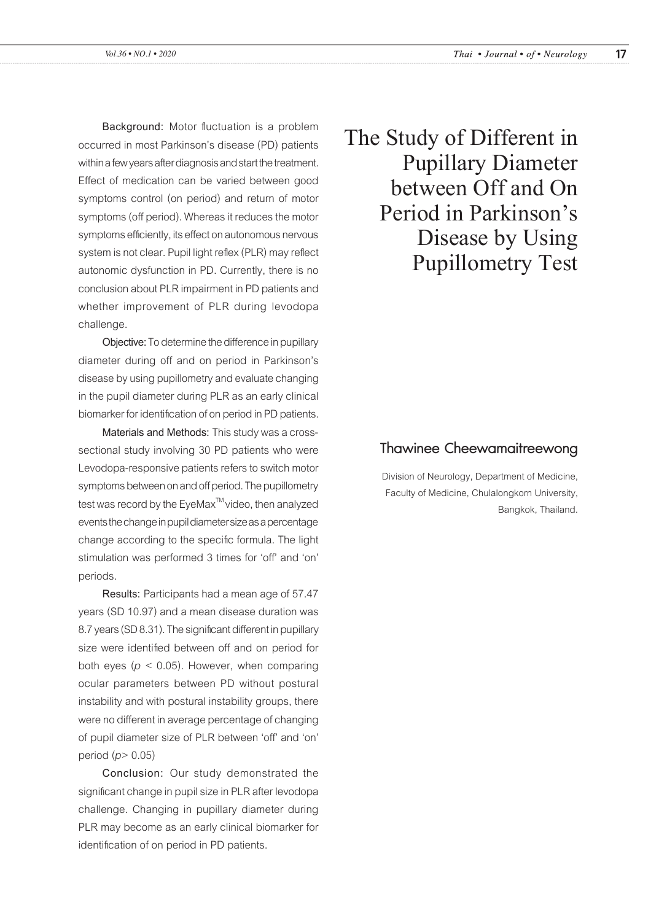# The Study of Different in Pupillary Diameter between Off and On Period in Parkinson's Disease by Using Pupillometry Test

## Thawinee Cheewamaitreewong

Division of Neurology, Department of Medicine, Faculty of Medicine, Chulalongkorn University, Bangkok, Thailand.

**Background:** Motor fluctuation is a problem occurred in most Parkinson's disease (PD) patients within a few years after diagnosis and start the treatment. Effect of medication can be varied between good symptoms control (on period) and return of motor symptoms (off period). Whereas it reduces the motor symptoms efficiently, its effect on autonomous nervous system is not clear. Pupil light reflex (PLR) may reflect autonomic dysfunction in PD. Currently, there is no conclusion about PLR impairment in PD patients and whether improvement of PLR during levodopa challenge.

**Objective:** To determine the difference in pupillary diameter during off and on period in Parkinson's disease by using pupillometry and evaluate changing in the pupil diameter during PLR as an early clinical biomarker for identification of on period in PD patients.

**Materials and Methods:** This study was a cross-sectional study involving 30 PD patients who were Levodopa-responsive patients refers to switch motor symptoms between on and off period. The pupillometry test was record by the EyeMax™ video, then analyzed events the change in pupil diameter size as a percentage change according to the specific formula. The light stimulation was performed 3 times for 'off' and 'on' periods.

**Results:** Participants had a mean age of 57.47 years (SD 10.97) and a mean disease duration was 8.7 years (SD 8.31). The significant different in pupillary size were identified between off and on period for both eyes ($p < 0.05$). However, when comparing ocular parameters between PD without postural instability and with postural instability groups, there were no different in average percentage of changing of pupil diameter size of PLR between 'off' and 'on' period ($p > 0.05$)

**Conclusion:** Our study demonstrated the significant change in pupil size in PLR after levodopa challenge. Changing in pupillary diameter during PLR may become as an early clinical biomarker for identification of on period in PD patients.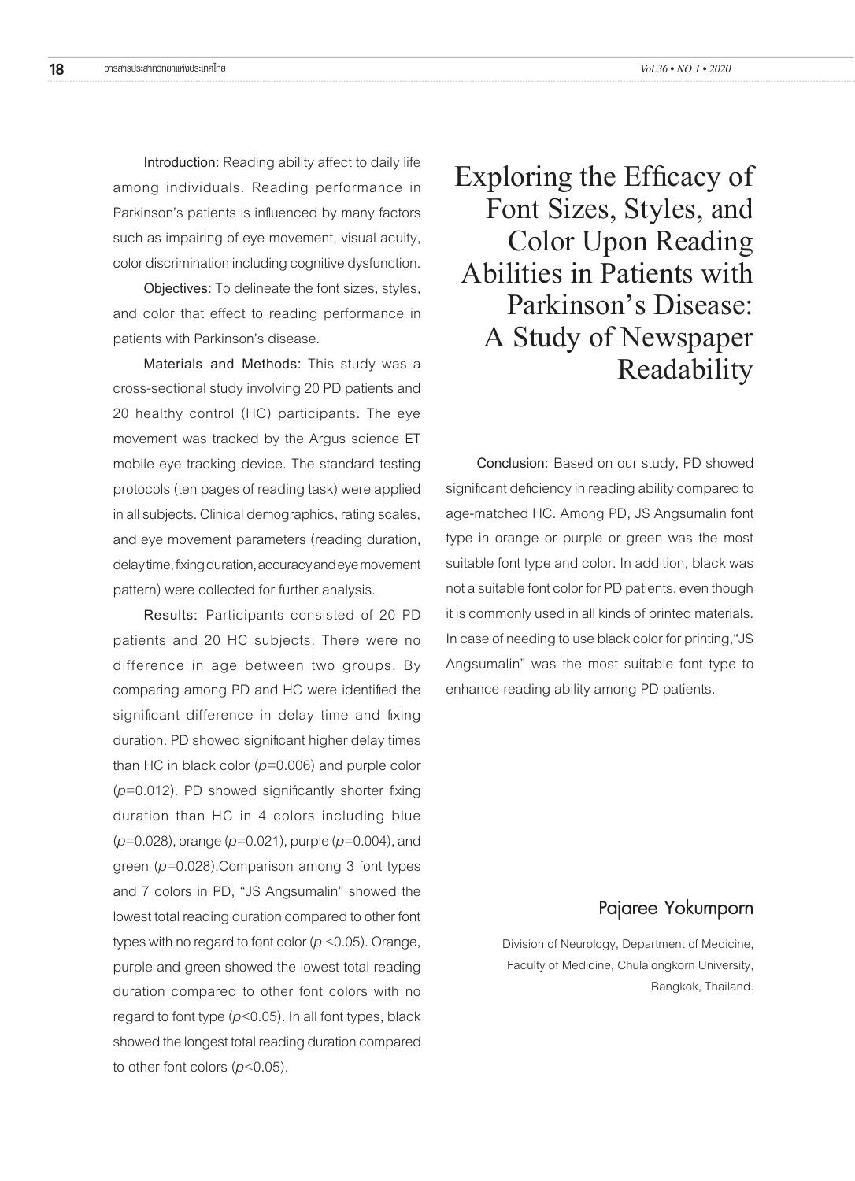# Exploring the Efficacy of Font Sizes, Styles, and Color Upon Reading Abilities in Patients with Parkinson's Disease: A Study of Newspaper Readability

**Pajaree Yokumporn**

Division of Neurology, Department of Medicine, Faculty of Medicine, Chulalongkorn University, Bangkok, Thailand.

**Introduction:** Reading ability affect to daily life among individuals. Reading performance in Parkinson's patients is influenced by many factors such as impairing of eye movement, visual acuity, color discrimination including cognitive dysfunction.

**Objectives:** To delineate the font sizes, styles, and color that effect to reading performance in patients with Parkinson's disease.

**Materials and Methods:** This study was a cross-sectional study involving 20 PD patients and 20 healthy control (HC) participants. The eye movement was tracked by the Argus science ET mobile eye tracking device. The standard testing protocols (ten pages of reading task) were applied in all subjects. Clinical demographics, rating scales, and eye movement parameters (reading duration, delay time, fixing duration, accuracy and eye movement pattern) were collected for further analysis.

**Results:** Participants consisted of 20 PD patients and 20 HC subjects. There were no difference in age between two groups. By comparing among PD and HC were identified the significant difference in delay time and fixing duration. PD showed significant higher delay times than HC in black color ($p$=0.006) and purple color ($p$=0.012). PD showed significantly shorter fixing duration than HC in 4 colors including blue ($p$=0.028), orange ($p$=0.021), purple ($p$=0.004), and green ($p$=0.028).Comparison among 3 font types and 7 colors in PD, "JS Angsumalin" showed the lowest total reading duration compared to other font types with no regard to font color ($p$ <0.05). Orange, purple and green showed the lowest total reading duration compared to other font colors with no regard to font type ($p$<0.05). In all font types, black showed the longest total reading duration compared to other font colors ($p$<0.05).

**Conclusion:** Based on our study, PD showed significant deficiency in reading ability compared to age-matched HC. Among PD, JS Angsumalin font type in orange or purple or green was the most suitable font type and color. In addition, black was not a suitable font color for PD patients, even though it is commonly used in all kinds of printed materials. In case of needing to use black color for printing,"JS Angsumalin" was the most suitable font type to enhance reading ability among PD patients.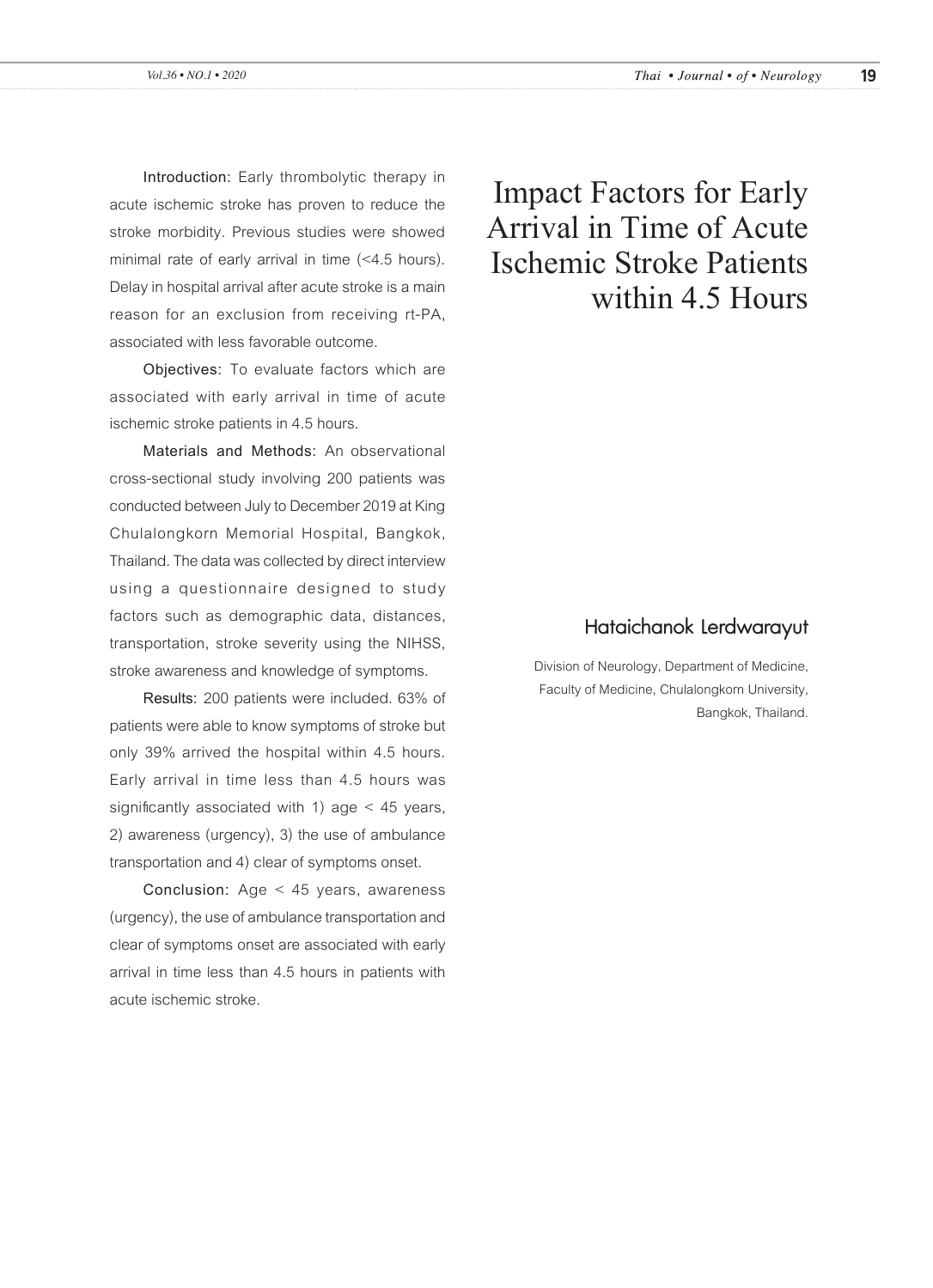# Impact Factors for Early Arrival in Time of Acute Ischemic Stroke Patients within 4.5 Hours

**Hataichanok Lerdwarayut**

Division of Neurology, Department of Medicine, Faculty of Medicine, Chulalongkorn University, Bangkok, Thailand.

**Introduction:** Early thrombolytic therapy in acute ischemic stroke has proven to reduce the stroke morbidity. Previous studies were showed minimal rate of early arrival in time (<4.5 hours). Delay in hospital arrival after acute stroke is a main reason for an exclusion from receiving rt-PA, associated with less favorable outcome.

**Objectives:** To evaluate factors which are associated with early arrival in time of acute ischemic stroke patients in 4.5 hours.

**Materials and Methods:** An observational cross-sectional study involving 200 patients was conducted between July to December 2019 at King Chulalongkorn Memorial Hospital, Bangkok, Thailand. The data was collected by direct interview using a questionnaire designed to study factors such as demographic data, distances, transportation, stroke severity using the NIHSS, stroke awareness and knowledge of symptoms.

**Results:** 200 patients were included. 63% of patients were able to know symptoms of stroke but only 39% arrived the hospital within 4.5 hours. Early arrival in time less than 4.5 hours was significantly associated with 1) age < 45 years, 2) awareness (urgency), 3) the use of ambulance transportation and 4) clear of symptoms onset.

**Conclusion:** Age < 45 years, awareness (urgency), the use of ambulance transportation and clear of symptoms onset are associated with early arrival in time less than 4.5 hours in patients with acute ischemic stroke.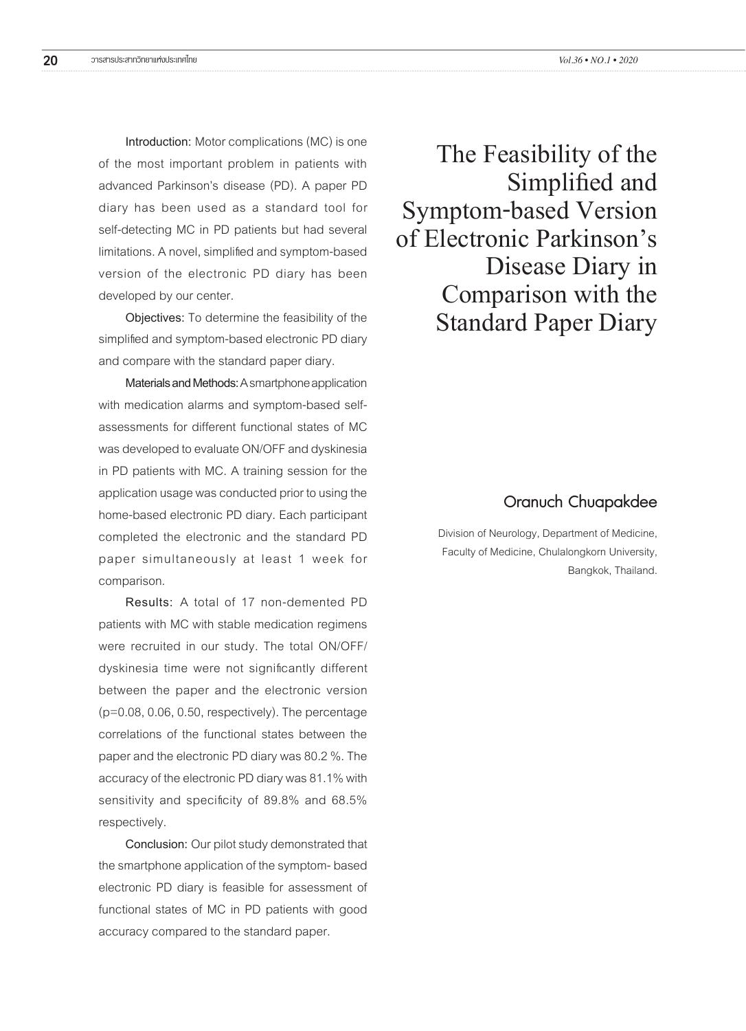# The Feasibility of the Simplified and Symptom-based Version of Electronic Parkinson's Disease Diary in Comparison with the Standard Paper Diary

### Oranuch Chuapakdee

Division of Neurology, Department of Medicine, Faculty of Medicine, Chulalongkorn University, Bangkok, Thailand.

**Introduction:** Motor complications (MC) is one of the most important problem in patients with advanced Parkinson's disease (PD). A paper PD diary has been used as a standard tool for self-detecting MC in PD patients but had several limitations. A novel, simplified and symptom-based version of the electronic PD diary has been developed by our center.

**Objectives:** To determine the feasibility of the simplified and symptom-based electronic PD diary and compare with the standard paper diary.

**Materials and Methods:** A smartphone application with medication alarms and symptom-based self-assessments for different functional states of MC was developed to evaluate ON/OFF and dyskinesia in PD patients with MC. A training session for the application usage was conducted prior to using the home-based electronic PD diary. Each participant completed the electronic and the standard PD paper simultaneously at least 1 week for comparison.

**Results:** A total of 17 non-demented PD patients with MC with stable medication regimens were recruited in our study. The total ON/OFF/dyskinesia time were not significantly different between the paper and the electronic version ($p=0.08$, 0.06, 0.50, respectively). The percentage correlations of the functional states between the paper and the electronic PD diary was 80.2 %. The accuracy of the electronic PD diary was 81.1% with sensitivity and specificity of 89.8% and 68.5% respectively.

**Conclusion:** Our pilot study demonstrated that the smartphone application of the symptom- based electronic PD diary is feasible for assessment of functional states of MC in PD patients with good accuracy compared to the standard paper.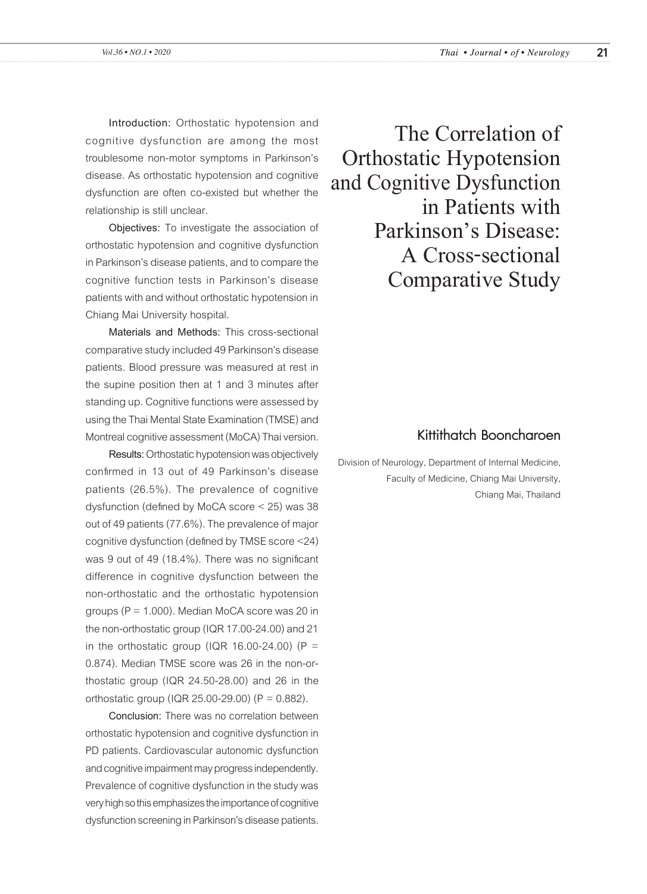# The Correlation of Orthostatic Hypotension and Cognitive Dysfunction in Patients with Parkinson's Disease: A Cross-sectional Comparative Study

**Kittithatch Booncharoen**

Division of Neurology, Department of Internal Medicine, Faculty of Medicine, Chiang Mai University, Chiang Mai, Thailand

**Introduction:** Orthostatic hypotension and cognitive dysfunction are among the most troublesome non-motor symptoms in Parkinson's disease. As orthostatic hypotension and cognitive dysfunction are often co-existed but whether the relationship is still unclear.

**Objectives:** To investigate the association of orthostatic hypotension and cognitive dysfunction in Parkinson's disease patients, and to compare the cognitive function tests in Parkinson's disease patients with and without orthostatic hypotension in Chiang Mai University hospital.

**Materials and Methods:** This cross-sectional comparative study included 49 Parkinson's disease patients. Blood pressure was measured at rest in the supine position then at 1 and 3 minutes after standing up. Cognitive functions were assessed by using the Thai Mental State Examination (TMSE) and Montreal cognitive assessment (MoCA) Thai version.

**Results:** Orthostatic hypotension was objectively confirmed in 13 out of 49 Parkinson's disease patients (26.5%). The prevalence of cognitive dysfunction (defined by MoCA score < 25) was 38 out of 49 patients (77.6%). The prevalence of major cognitive dysfunction (defined by TMSE score <24) was 9 out of 49 (18.4%). There was no significant difference in cognitive dysfunction between the non-orthostatic and the orthostatic hypotension groups (P = 1.000). Median MoCA score was 20 in the non-orthostatic group (IQR 17.00-24.00) and 21 in the orthostatic group (IQR 16.00-24.00) (P = 0.874). Median TMSE score was 26 in the non-orthostatic group (IQR 24.50-28.00) and 26 in the orthostatic group (IQR 25.00-29.00) (P = 0.882).

**Conclusion:** There was no correlation between orthostatic hypotension and cognitive dysfunction in PD patients. Cardiovascular autonomic dysfunction and cognitive impairment may progress independently. Prevalence of cognitive dysfunction in the study was very high so this emphasizes the importance of cognitive dysfunction screening in Parkinson's disease patients.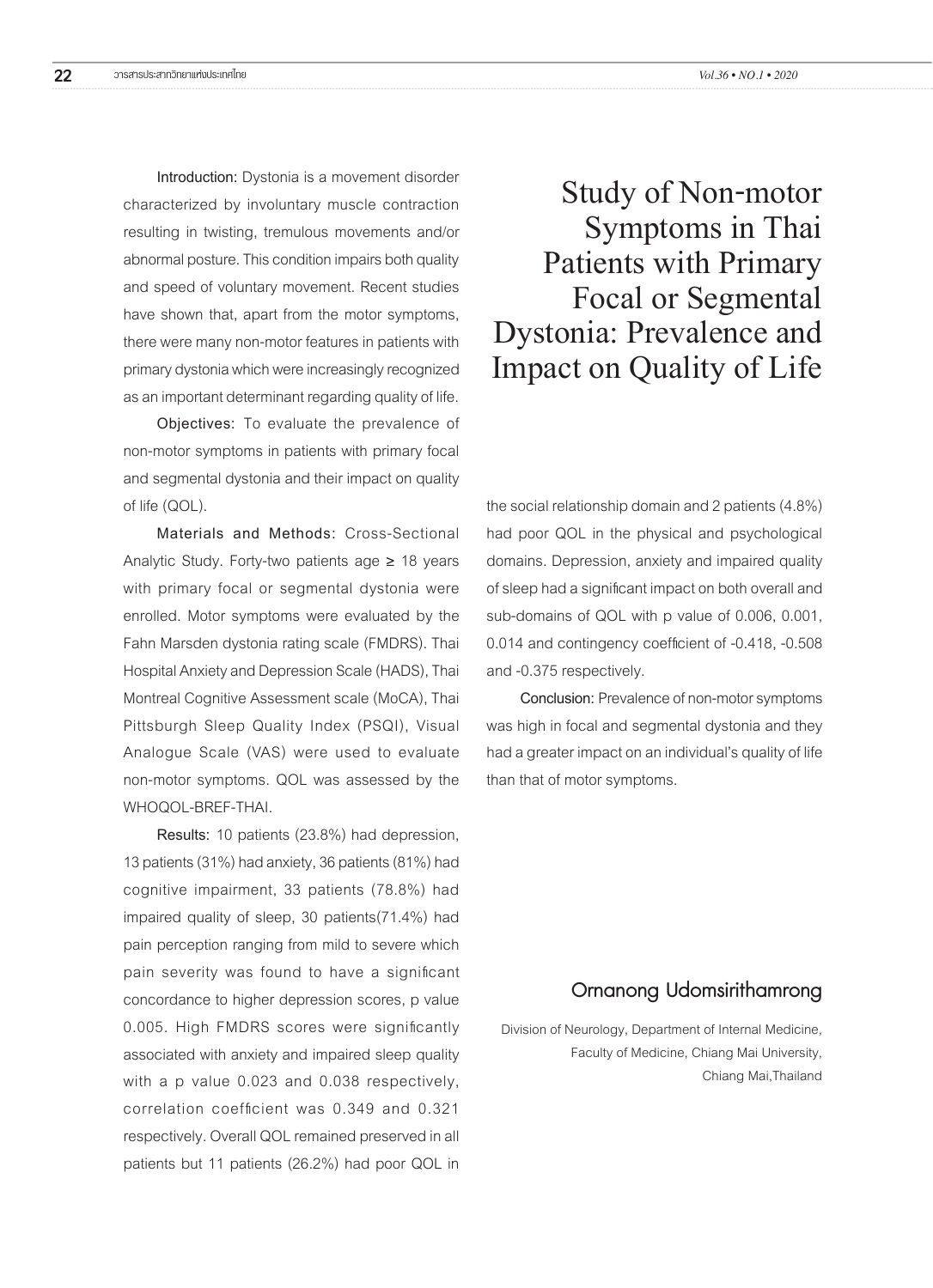# Study of Non-motor Symptoms in Thai Patients with Primary Focal or Segmental Dystonia: Prevalence and Impact on Quality of Life

## Ornanong Udomsirithamrong

Division of Neurology, Department of Internal Medicine, Faculty of Medicine, Chiang Mai University, Chiang Mai,Thailand

**Introduction:** Dystonia is a movement disorder characterized by involuntary muscle contraction resulting in twisting, tremulous movements and/or abnormal posture. This condition impairs both quality and speed of voluntary movement. Recent studies have shown that, apart from the motor symptoms, there were many non-motor features in patients with primary dystonia which were increasingly recognized as an important determinant regarding quality of life.

**Objectives:** To evaluate the prevalence of non-motor symptoms in patients with primary focal and segmental dystonia and their impact on quality of life (QOL).

**Materials and Methods:** Cross-Sectional Analytic Study. Forty-two patients age ≥ 18 years with primary focal or segmental dystonia were enrolled. Motor symptoms were evaluated by the Fahn Marsden dystonia rating scale (FMDRS). Thai Hospital Anxiety and Depression Scale (HADS), Thai Montreal Cognitive Assessment scale (MoCA), Thai Pittsburgh Sleep Quality Index (PSQI), Visual Analogue Scale (VAS) were used to evaluate non-motor symptoms. QOL was assessed by the WHOQOL-BREF-THAI.

**Results:** 10 patients (23.8%) had depression, 13 patients (31%) had anxiety, 36 patients (81%) had cognitive impairment, 33 patients (78.8%) had impaired quality of sleep, 30 patients(71.4%) had pain perception ranging from mild to severe which pain severity was found to have a significant concordance to higher depression scores, p value 0.005. High FMDRS scores were significantly associated with anxiety and impaired sleep quality with a p value 0.023 and 0.038 respectively, correlation coefficient was 0.349 and 0.321 respectively. Overall QOL remained preserved in all patients but 11 patients (26.2%) had poor QOL in the social relationship domain and 2 patients (4.8%) had poor QOL in the physical and psychological domains. Depression, anxiety and impaired quality of sleep had a significant impact on both overall and sub-domains of QOL with p value of 0.006, 0.001, 0.014 and contingency coefficient of -0.418, -0.508 and -0.375 respectively.

**Conclusion:** Prevalence of non-motor symptoms was high in focal and segmental dystonia and they had a greater impact on an individual's quality of life than that of motor symptoms.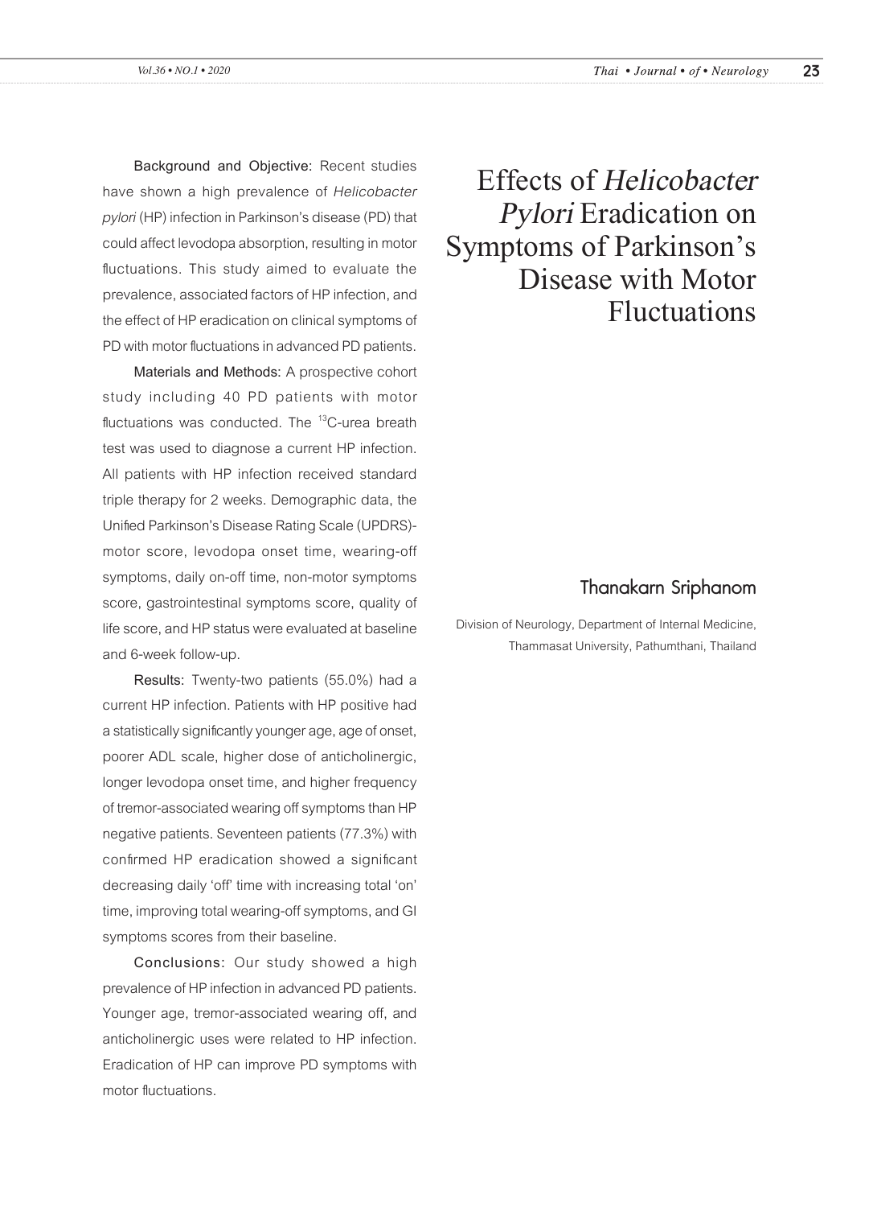# Effects of *Helicobacter Pylori* Eradication on Symptoms of Parkinson's Disease with Motor Fluctuations

## Thanakarn Sriphanom

Division of Neurology, Department of Internal Medicine, Thammasat University, Pathumthani, Thailand

**Background and Objective:** Recent studies have shown a high prevalence of *Helicobacter pylori* (HP) infection in Parkinson's disease (PD) that could affect levodopa absorption, resulting in motor fluctuations. This study aimed to evaluate the prevalence, associated factors of HP infection, and the effect of HP eradication on clinical symptoms of PD with motor fluctuations in advanced PD patients.

**Materials and Methods:** A prospective cohort study including 40 PD patients with motor fluctuations was conducted. The $^{13}$C-urea breath test was used to diagnose a current HP infection. All patients with HP infection received standard triple therapy for 2 weeks. Demographic data, the Unified Parkinson's Disease Rating Scale (UPDRS)-motor score, levodopa onset time, wearing-off symptoms, daily on-off time, non-motor symptoms score, gastrointestinal symptoms score, quality of life score, and HP status were evaluated at baseline and 6-week follow-up.

**Results:** Twenty-two patients (55.0%) had a current HP infection. Patients with HP positive had a statistically significantly younger age, age of onset, poorer ADL scale, higher dose of anticholinergic, longer levodopa onset time, and higher frequency of tremor-associated wearing off symptoms than HP negative patients. Seventeen patients (77.3%) with confirmed HP eradication showed a significant decreasing daily 'off' time with increasing total 'on' time, improving total wearing-off symptoms, and GI symptoms scores from their baseline.

**Conclusions:** Our study showed a high prevalence of HP infection in advanced PD patients. Younger age, tremor-associated wearing off, and anticholinergic uses were related to HP infection. Eradication of HP can improve PD symptoms with motor fluctuations.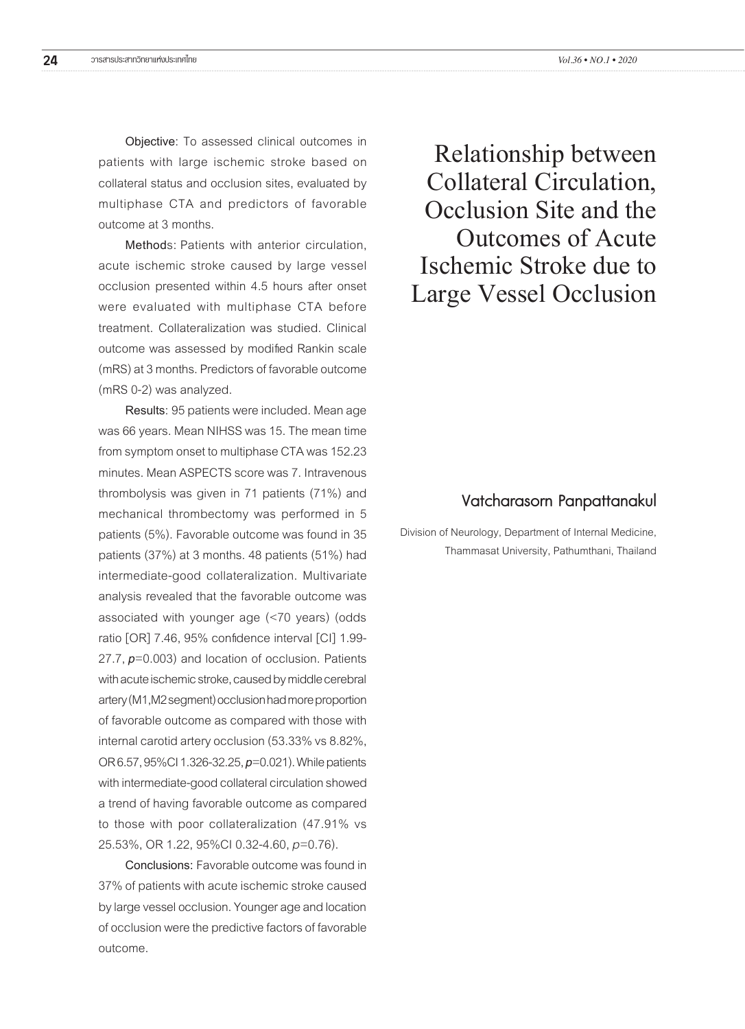# Relationship between Collateral Circulation, Occlusion Site and the Outcomes of Acute Ischemic Stroke due to Large Vessel Occlusion

## Vatcharasorn Panpattanakul

Division of Neurology, Department of Internal Medicine, Thammasat University, Pathumthani, Thailand

**Objective**: To assessed clinical outcomes in patients with large ischemic stroke based on collateral status and occlusion sites, evaluated by multiphase CTA and predictors of favorable outcome at 3 months.

**Methods**: Patients with anterior circulation, acute ischemic stroke caused by large vessel occlusion presented within 4.5 hours after onset were evaluated with multiphase CTA before treatment. Collateralization was studied. Clinical outcome was assessed by modified Rankin scale (mRS) at 3 months. Predictors of favorable outcome (mRS 0-2) was analyzed.

**Results**: 95 patients were included. Mean age was 66 years. Mean NIHSS was 15. The mean time from symptom onset to multiphase CTA was 152.23 minutes. Mean ASPECTS score was 7. Intravenous thrombolysis was given in 71 patients (71%) and mechanical thrombectomy was performed in 5 patients (5%). Favorable outcome was found in 35 patients (37%) at 3 months. 48 patients (51%) had intermediate-good collateralization. Multivariate analysis revealed that the favorable outcome was associated with younger age (<70 years) (odds ratio [OR] 7.46, 95% confidence interval [CI] 1.99-27.7, *p*=0.003) and location of occlusion. Patients with acute ischemic stroke, caused by middle cerebral artery (M1,M2 segment) occlusion had more proportion of favorable outcome as compared with those with internal carotid artery occlusion (53.33% vs 8.82%, OR 6.57, 95%CI 1.326-32.25, *p*=0.021). While patients with intermediate-good collateral circulation showed a trend of having favorable outcome as compared to those with poor collateralization (47.91% vs 25.53%, OR 1.22, 95%CI 0.32-4.60, *p*=0.76).

**Conclusions:** Favorable outcome was found in 37% of patients with acute ischemic stroke caused by large vessel occlusion. Younger age and location of occlusion were the predictive factors of favorable outcome.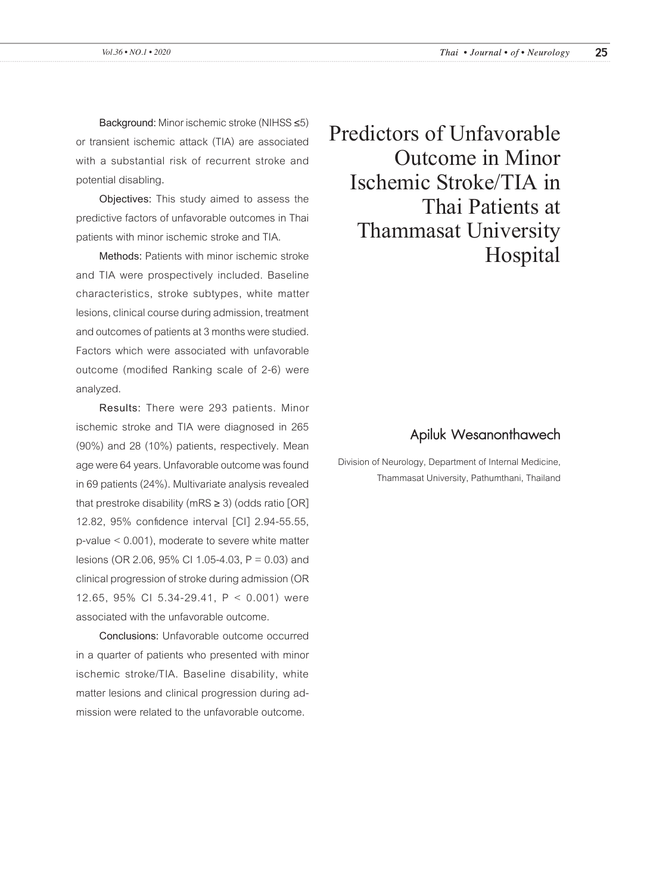# Predictors of Unfavorable Outcome in Minor Ischemic Stroke/TIA in Thai Patients at Thammasat University Hospital

## Apiluk Wesanonthawech

Division of Neurology, Department of Internal Medicine, Thammasat University, Pathumthani, Thailand

**Background:** Minor ischemic stroke (NIHSS ≤5) or transient ischemic attack (TIA) are associated with a substantial risk of recurrent stroke and potential disabling.

**Objectives:** This study aimed to assess the predictive factors of unfavorable outcomes in Thai patients with minor ischemic stroke and TIA.

**Methods:** Patients with minor ischemic stroke and TIA were prospectively included. Baseline characteristics, stroke subtypes, white matter lesions, clinical course during admission, treatment and outcomes of patients at 3 months were studied. Factors which were associated with unfavorable outcome (modified Ranking scale of 2-6) were analyzed.

**Results:** There were 293 patients. Minor ischemic stroke and TIA were diagnosed in 265 (90%) and 28 (10%) patients, respectively. Mean age were 64 years. Unfavorable outcome was found in 69 patients (24%). Multivariate analysis revealed that prestroke disability (mRS ≥ 3) (odds ratio [OR] 12.82, 95% confidence interval [CI] 2.94-55.55, p-value < 0.001), moderate to severe white matter lesions (OR 2.06, 95% CI 1.05-4.03, P = 0.03) and clinical progression of stroke during admission (OR 12.65, 95% CI 5.34-29.41, P < 0.001) were associated with the unfavorable outcome.

**Conclusions:** Unfavorable outcome occurred in a quarter of patients who presented with minor ischemic stroke/TIA. Baseline disability, white matter lesions and clinical progression during admission were related to the unfavorable outcome.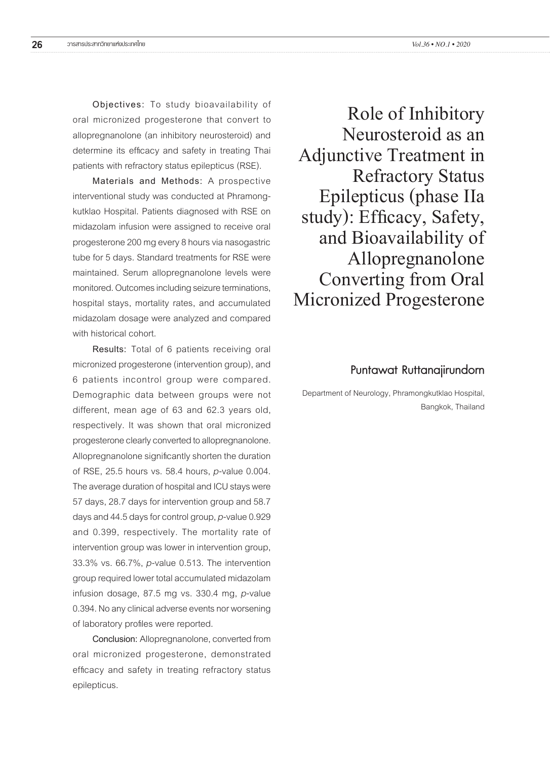# Role of Inhibitory Neurosteroid as an Adjunctive Treatment in Refractory Status Epilepticus (phase IIa study): Efficacy, Safety, and Bioavailability of Allopregnanolone Converting from Oral Micronized Progesterone

## Puntawat Ruttanajirundorn

Department of Neurology, Phramongkutklao Hospital, Bangkok, Thailand

**Objectives:** To study bioavailability of oral micronized progesterone that convert to allopregnanolone (an inhibitory neurosteroid) and determine its efficacy and safety in treating Thai patients with refractory status epilepticus (RSE).

**Materials and Methods:** A prospective interventional study was conducted at Phramongkutklao Hospital. Patients diagnosed with RSE on midazolam infusion were assigned to receive oral progesterone 200 mg every 8 hours via nasogastric tube for 5 days. Standard treatments for RSE were maintained. Serum allopregnanolone levels were monitored. Outcomes including seizure terminations, hospital stays, mortality rates, and accumulated midazolam dosage were analyzed and compared with historical cohort.

**Results:** Total of 6 patients receiving oral micronized progesterone (intervention group), and 6 patients incontrol group were compared. Demographic data between groups were not different, mean age of 63 and 62.3 years old, respectively. It was shown that oral micronized progesterone clearly converted to allopregnanolone. Allopregnanolone significantly shorten the duration of RSE, 25.5 hours vs. 58.4 hours, *p*-value 0.004. The average duration of hospital and ICU stays were 57 days, 28.7 days for intervention group and 58.7 days and 44.5 days for control group, *p*-value 0.929 and 0.399, respectively. The mortality rate of intervention group was lower in intervention group, 33.3% vs. 66.7%, *p*-value 0.513. The intervention group required lower total accumulated midazolam infusion dosage, 87.5 mg vs. 330.4 mg, *p*-value 0.394. No any clinical adverse events nor worsening of laboratory profiles were reported.

**Conclusion:** Allopregnanolone, converted from oral micronized progesterone, demonstrated efficacy and safety in treating refractory status epilepticus.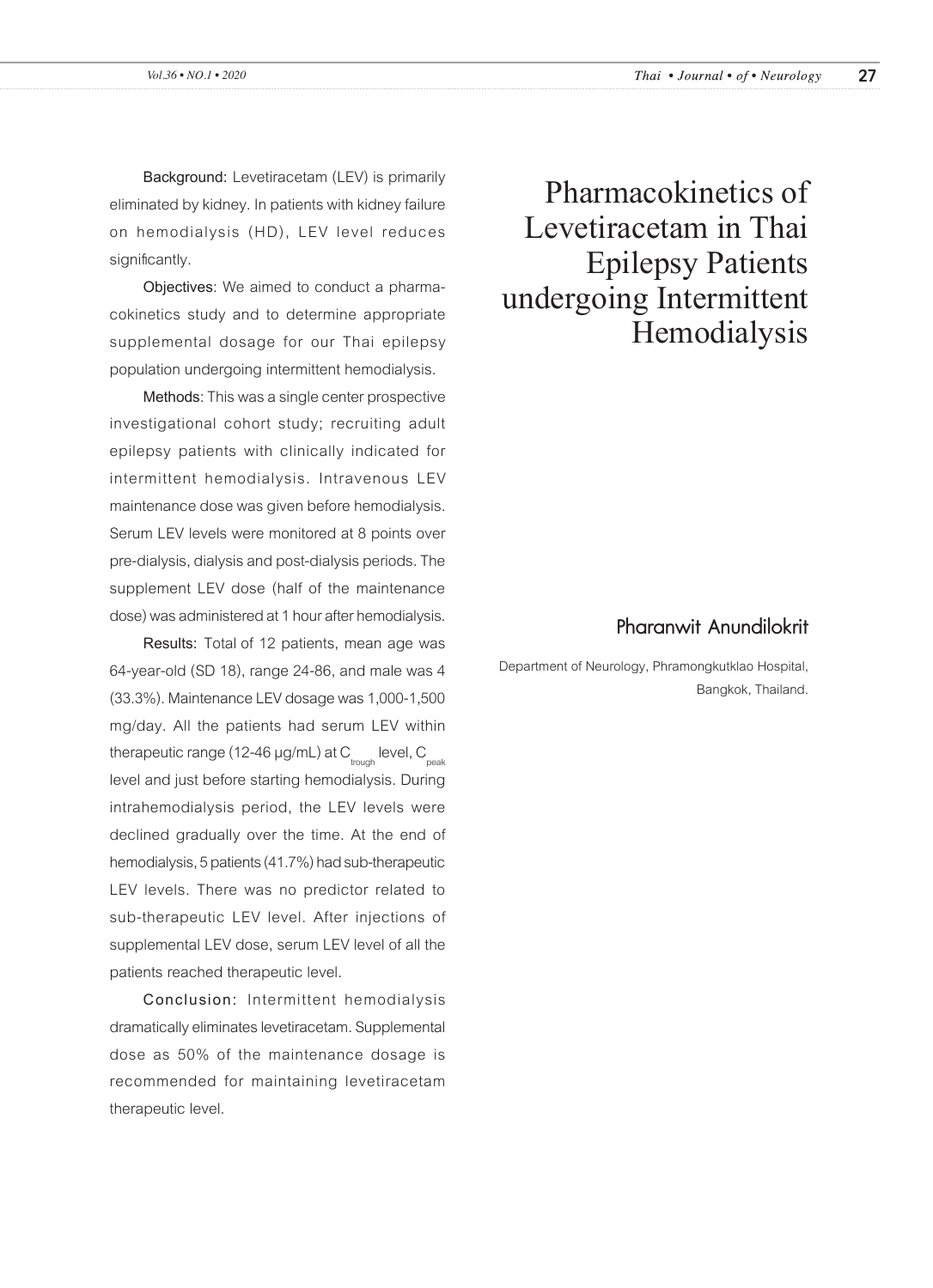# Pharmacokinetics of Levetiracetam in Thai Epilepsy Patients undergoing Intermittent Hemodialysis

## Pharanwit Anundilokrit

Department of Neurology, Phramongkutklao Hospital, Bangkok, Thailand.

**Background:** Levetiracetam (LEV) is primarily eliminated by kidney. In patients with kidney failure on hemodialysis (HD), LEV level reduces significantly.

**Objectives**: We aimed to conduct a pharmacokinetics study and to determine appropriate supplemental dosage for our Thai epilepsy population undergoing intermittent hemodialysis.

**Methods**: This was a single center prospective investigational cohort study; recruiting adult epilepsy patients with clinically indicated for intermittent hemodialysis. Intravenous LEV maintenance dose was given before hemodialysis. Serum LEV levels were monitored at 8 points over pre-dialysis, dialysis and post-dialysis periods. The supplement LEV dose (half of the maintenance dose) was administered at 1 hour after hemodialysis.

**Results:** Total of 12 patients, mean age was 64-year-old (SD 18), range 24-86, and male was 4 (33.3%). Maintenance LEV dosage was 1,000-1,500 mg/day. All the patients had serum LEV within therapeutic range (12-46 µg/mL) at $C_{trough}$ level, $C_{peak}$ level and just before starting hemodialysis. During intrahemodialysis period, the LEV levels were declined gradually over the time. At the end of hemodialysis, 5 patients (41.7%) had sub-therapeutic LEV levels. There was no predictor related to sub-therapeutic LEV level. After injections of supplemental LEV dose, serum LEV level of all the patients reached therapeutic level.

**Conclusion:** Intermittent hemodialysis dramatically eliminates levetiracetam. Supplemental dose as 50% of the maintenance dosage is recommended for maintaining levetiracetam therapeutic level.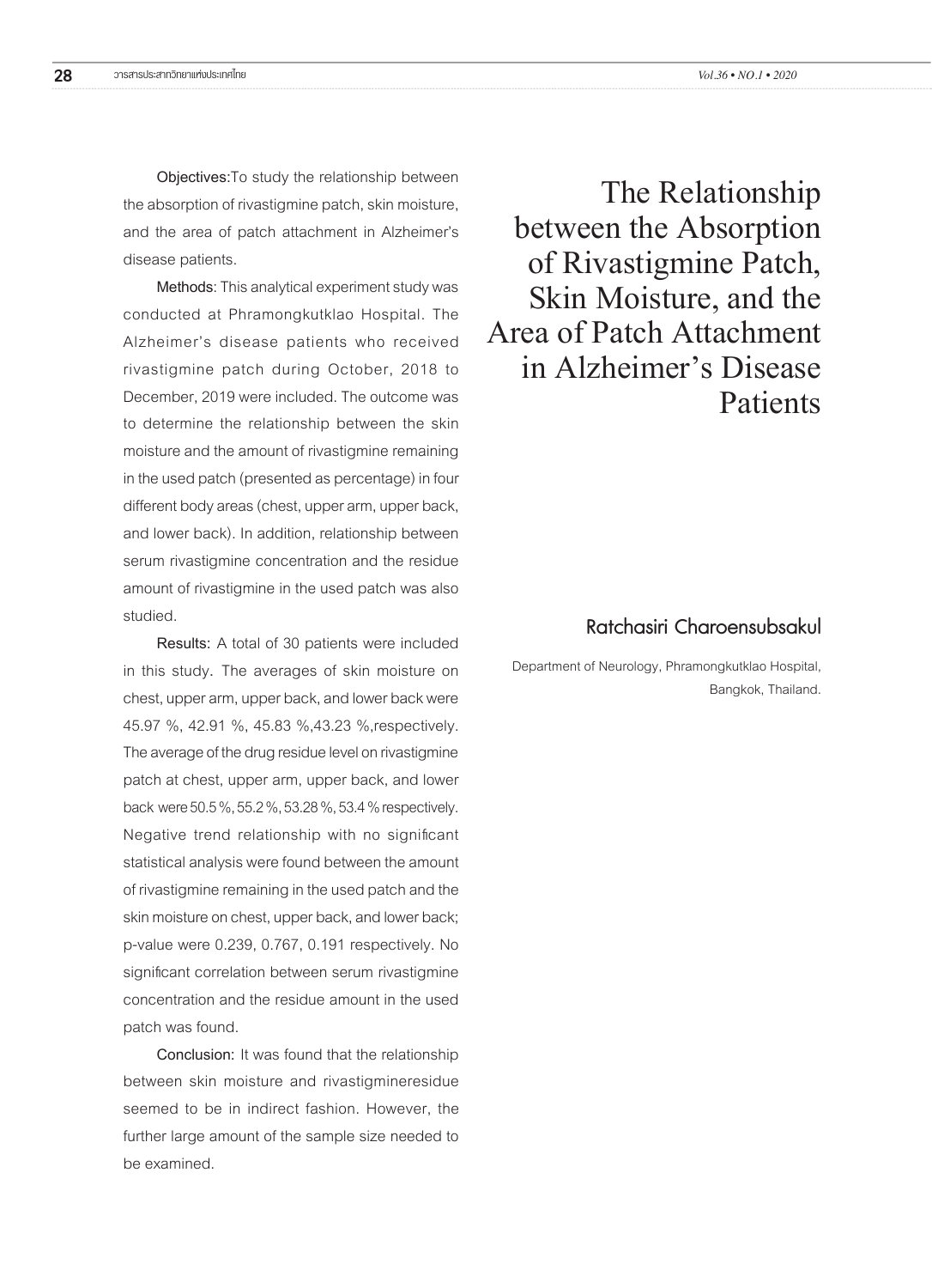# The Relationship between the Absorption of Rivastigmine Patch, Skin Moisture, and the Area of Patch Attachment in Alzheimer's Disease Patients

**Ratchasiri Charoensubsakul**

Department of Neurology, Phramongkutklao Hospital, Bangkok, Thailand.

**Objectives:** To study the relationship between the absorption of rivastigmine patch, skin moisture, and the area of patch attachment in Alzheimer's disease patients.

**Methods**: This analytical experiment study was conducted at Phramongkutklao Hospital. The Alzheimer's disease patients who received rivastigmine patch during October, 2018 to December, 2019 were included. The outcome was to determine the relationship between the skin moisture and the amount of rivastigmine remaining in the used patch (presented as percentage) in four different body areas (chest, upper arm, upper back, and lower back). In addition, relationship between serum rivastigmine concentration and the residue amount of rivastigmine in the used patch was also studied.

**Results:** A total of 30 patients were included in this study. The averages of skin moisture on chest, upper arm, upper back, and lower back were 45.97 %, 42.91 %, 45.83 %,43.23 %,respectively. The average of the drug residue level on rivastigmine patch at chest, upper arm, upper back, and lower back were 50.5 %, 55.2 %, 53.28 %, 53.4 % respectively. Negative trend relationship with no significant statistical analysis were found between the amount of rivastigmine remaining in the used patch and the skin moisture on chest, upper back, and lower back; p-value were 0.239, 0.767, 0.191 respectively. No significant correlation between serum rivastigmine concentration and the residue amount in the used patch was found.

**Conclusion:** It was found that the relationship between skin moisture and rivastigmineresidue seemed to be in indirect fashion. However, the further large amount of the sample size needed to be examined.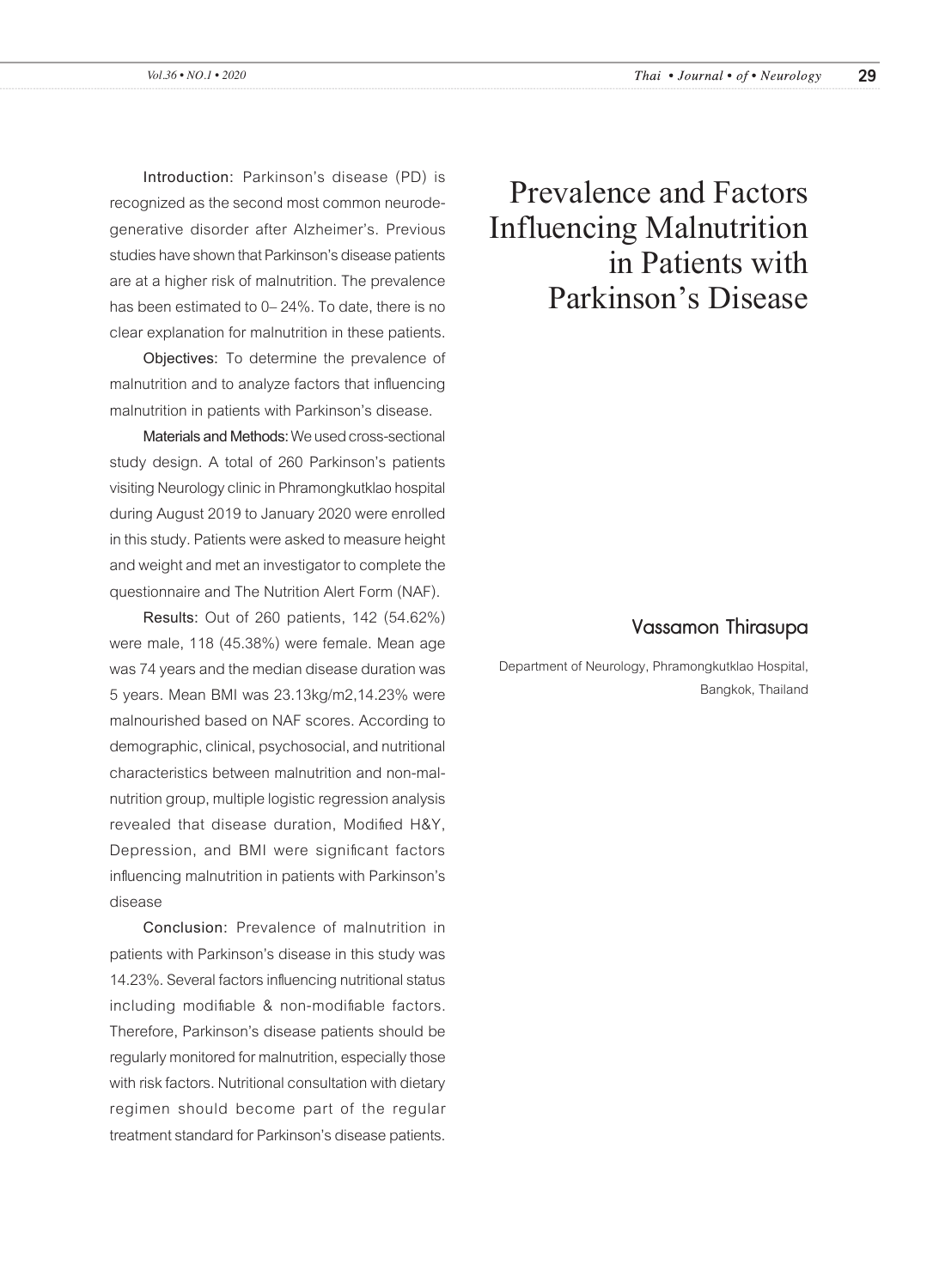# Prevalence and Factors Influencing Malnutrition in Patients with Parkinson's Disease

### Vassamon Thirasupa

Department of Neurology, Phramongkutklao Hospital, Bangkok, Thailand

**Introduction:** Parkinson's disease (PD) is recognized as the second most common neurodegenerative disorder after Alzheimer's. Previous studies have shown that Parkinson's disease patients are at a higher risk of malnutrition. The prevalence has been estimated to 0– 24%. To date, there is no clear explanation for malnutrition in these patients.

**Objectives:** To determine the prevalence of malnutrition and to analyze factors that influencing malnutrition in patients with Parkinson's disease.

**Materials and Methods:** We used cross-sectional study design. A total of 260 Parkinson's patients visiting Neurology clinic in Phramongkutklao hospital during August 2019 to January 2020 were enrolled in this study. Patients were asked to measure height and weight and met an investigator to complete the questionnaire and The Nutrition Alert Form (NAF).

**Results:** Out of 260 patients, 142 (54.62%) were male, 118 (45.38%) were female. Mean age was 74 years and the median disease duration was 5 years. Mean BMI was 23.13kg/m2,14.23% were malnourished based on NAF scores. According to demographic, clinical, psychosocial, and nutritional characteristics between malnutrition and non-malnutrition group, multiple logistic regression analysis revealed that disease duration, Modified H&Y, Depression, and BMI were significant factors influencing malnutrition in patients with Parkinson's disease

**Conclusion:** Prevalence of malnutrition in patients with Parkinson's disease in this study was 14.23%. Several factors influencing nutritional status including modifiable & non-modifiable factors. Therefore, Parkinson's disease patients should be regularly monitored for malnutrition, especially those with risk factors. Nutritional consultation with dietary regimen should become part of the regular treatment standard for Parkinson's disease patients.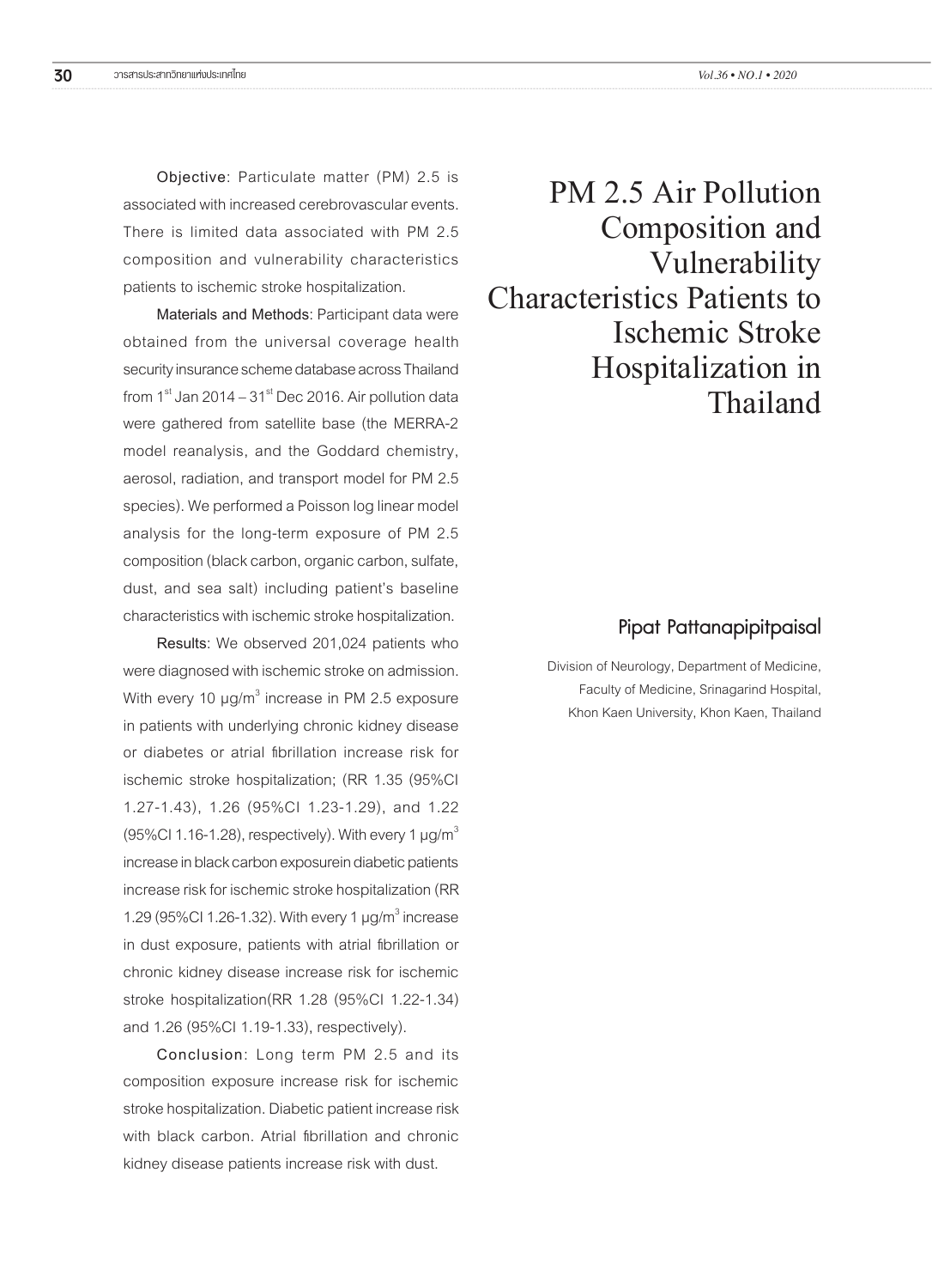# PM 2.5 Air Pollution Composition and Vulnerability Characteristics Patients to Ischemic Stroke Hospitalization in Thailand

## Pipat Pattanapipitpaisal

Division of Neurology, Department of Medicine, Faculty of Medicine, Srinagarind Hospital, Khon Kaen University, Khon Kaen, Thailand

**Objective**: Particulate matter (PM) 2.5 is associated with increased cerebrovascular events. There is limited data associated with PM 2.5 composition and vulnerability characteristics patients to ischemic stroke hospitalization.

**Materials and Methods**: Participant data were obtained from the universal coverage health security insurance scheme database across Thailand from 1st Jan 2014 – 31st Dec 2016. Air pollution data were gathered from satellite base (the MERRA-2 model reanalysis, and the Goddard chemistry, aerosol, radiation, and transport model for PM 2.5 species). We performed a Poisson log linear model analysis for the long-term exposure of PM 2.5 composition (black carbon, organic carbon, sulfate, dust, and sea salt) including patient's baseline characteristics with ischemic stroke hospitalization.

**Results**: We observed 201,024 patients who were diagnosed with ischemic stroke on admission. With every 10 µg/m$^3$ increase in PM 2.5 exposure in patients with underlying chronic kidney disease or diabetes or atrial fibrillation increase risk for ischemic stroke hospitalization; (RR 1.35 (95%CI 1.27-1.43), 1.26 (95%CI 1.23-1.29), and 1.22 (95%CI 1.16-1.28), respectively). With every 1 µg/m$^3$ increase in black carbon exposurein diabetic patients increase risk for ischemic stroke hospitalization (RR 1.29 (95%CI 1.26-1.32). With every 1 µg/m$^3$ increase in dust exposure, patients with atrial fibrillation or chronic kidney disease increase risk for ischemic stroke hospitalization(RR 1.28 (95%CI 1.22-1.34) and 1.26 (95%CI 1.19-1.33), respectively).

**Conclusion**: Long term PM 2.5 and its composition exposure increase risk for ischemic stroke hospitalization. Diabetic patient increase risk with black carbon. Atrial fibrillation and chronic kidney disease patients increase risk with dust.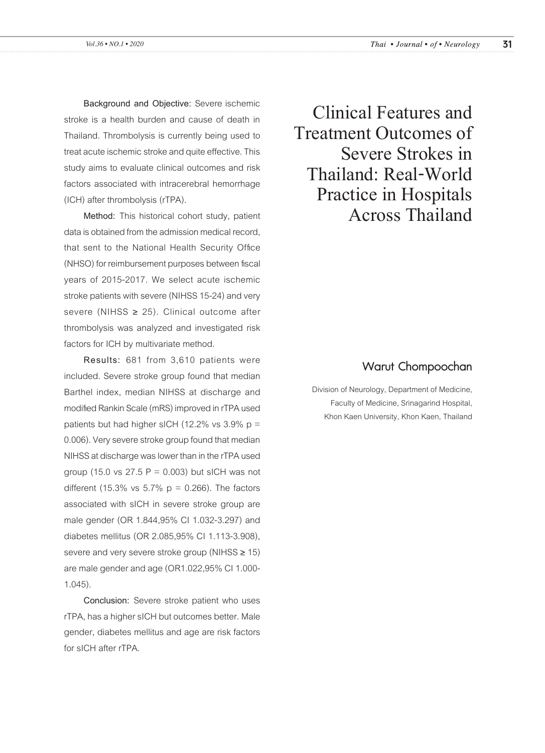# Clinical Features and Treatment Outcomes of Severe Strokes in Thailand: Real-World Practice in Hospitals Across Thailand

## Warut Chompoochan

Division of Neurology, Department of Medicine, Faculty of Medicine, Srinagarind Hospital, Khon Kaen University, Khon Kaen, Thailand

**Background and Objective:** Severe ischemic stroke is a health burden and cause of death in Thailand. Thrombolysis is currently being used to treat acute ischemic stroke and quite effective. This study aims to evaluate clinical outcomes and risk factors associated with intracerebral hemorrhage (ICH) after thrombolysis (rTPA).

**Method:** This historical cohort study, patient data is obtained from the admission medical record, that sent to the National Health Security Office (NHSO) for reimbursement purposes between fiscal years of 2015-2017. We select acute ischemic stroke patients with severe (NIHSS 15-24) and very severe (NIHSS ≥ 25). Clinical outcome after thrombolysis was analyzed and investigated risk factors for ICH by multivariate method.

**Results:** 681 from 3,610 patients were included. Severe stroke group found that median Barthel index, median NIHSS at discharge and modified Rankin Scale (mRS) improved in rTPA used patients but had higher sICH (12.2% vs 3.9% p = 0.006). Very severe stroke group found that median NIHSS at discharge was lower than in the rTPA used group (15.0 vs 27.5 P = 0.003) but sICH was not different (15.3% vs 5.7% p = 0.266). The factors associated with sICH in severe stroke group are male gender (OR 1.844,95% CI 1.032-3.297) and diabetes mellitus (OR 2.085,95% CI 1.113-3.908), severe and very severe stroke group (NIHSS ≥ 15) are male gender and age (OR1.022,95% CI 1.000-1.045).

**Conclusion:** Severe stroke patient who uses rTPA, has a higher sICH but outcomes better. Male gender, diabetes mellitus and age are risk factors for sICH after rTPA.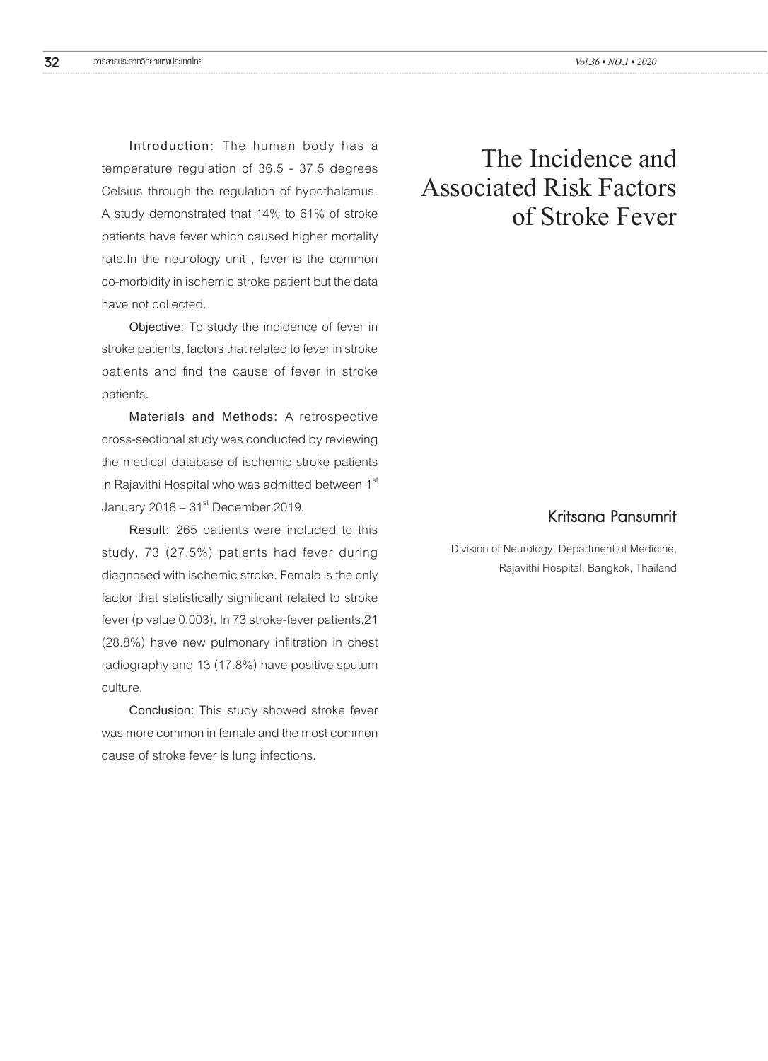# The Incidence and Associated Risk Factors of Stroke Fever

**Kritsana Pansumrit**

Division of Neurology, Department of Medicine, Rajavithi Hospital, Bangkok, Thailand

**Introduction:** The human body has a temperature regulation of 36.5 - 37.5 degrees Celsius through the regulation of hypothalamus. A study demonstrated that 14% to 61% of stroke patients have fever which caused higher mortality rate.In the neurology unit , fever is the common co-morbidity in ischemic stroke patient but the data have not collected.

**Objective:** To study the incidence of fever in stroke patients, factors that related to fever in stroke patients and find the cause of fever in stroke patients.

**Materials and Methods:** A retrospective cross-sectional study was conducted by reviewing the medical database of ischemic stroke patients in Rajavithi Hospital who was admitted between 1st January 2018 – 31st December 2019.

**Result:** 265 patients were included to this study, 73 (27.5%) patients had fever during diagnosed with ischemic stroke. Female is the only factor that statistically significant related to stroke fever (p value 0.003). In 73 stroke-fever patients,21 (28.8%) have new pulmonary infiltration in chest radiography and 13 (17.8%) have positive sputum culture.

**Conclusion:** This study showed stroke fever was more common in female and the most common cause of stroke fever is lung infections.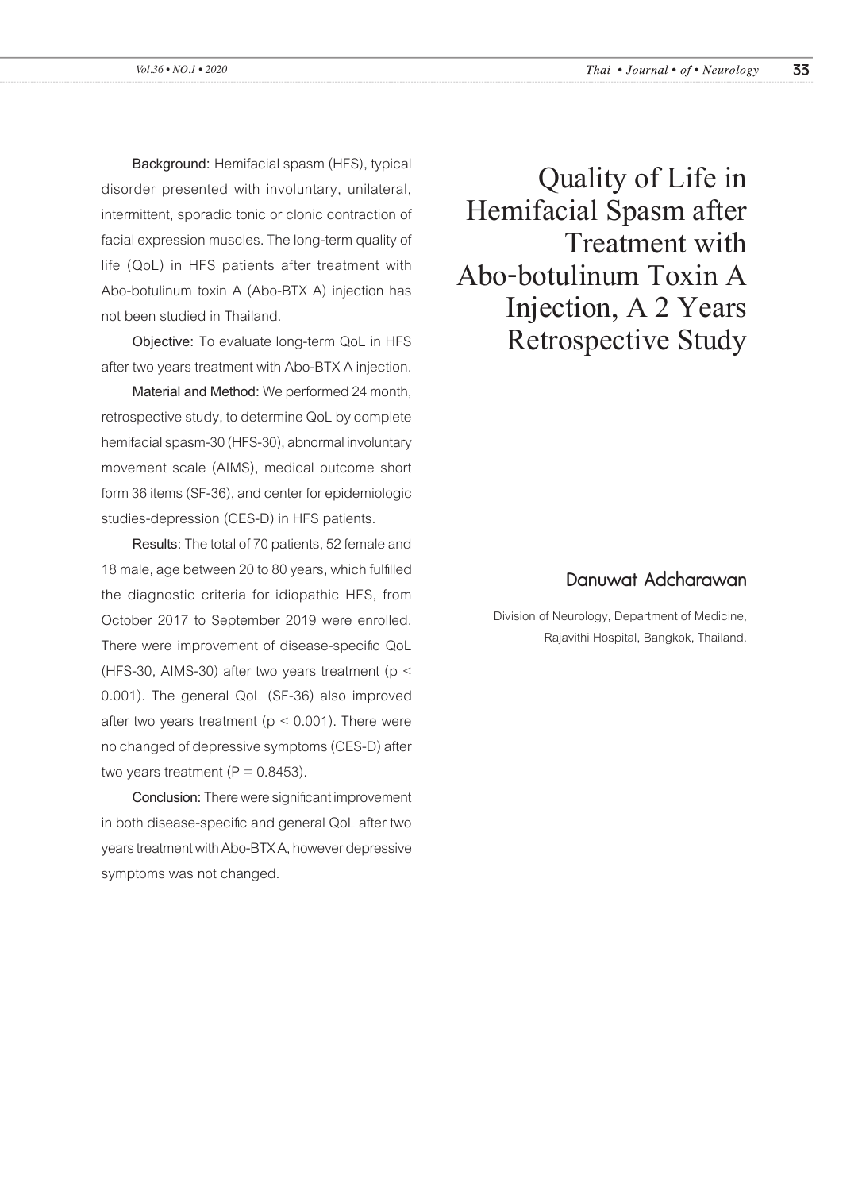# Quality of Life in Hemifacial Spasm after Treatment with Abo-botulinum Toxin A Injection, A 2 Years Retrospective Study

**Danuwat Adcharawan**

Division of Neurology, Department of Medicine, Rajavithi Hospital, Bangkok, Thailand.

**Background:** Hemifacial spasm (HFS), typical disorder presented with involuntary, unilateral, intermittent, sporadic tonic or clonic contraction of facial expression muscles. The long-term quality of life (QoL) in HFS patients after treatment with Abo-botulinum toxin A (Abo-BTX A) injection has not been studied in Thailand.

**Objective:** To evaluate long-term QoL in HFS after two years treatment with Abo-BTX A injection.

**Material and Method:** We performed 24 month, retrospective study, to determine QoL by complete hemifacial spasm-30 (HFS-30), abnormal involuntary movement scale (AIMS), medical outcome short form 36 items (SF-36), and center for epidemiologic studies-depression (CES-D) in HFS patients.

**Results:** The total of 70 patients, 52 female and 18 male, age between 20 to 80 years, which fulfilled the diagnostic criteria for idiopathic HFS, from October 2017 to September 2019 were enrolled. There were improvement of disease-specific QoL (HFS-30, AIMS-30) after two years treatment ($p < 0.001$). The general QoL (SF-36) also improved after two years treatment ($p < 0.001$). There were no changed of depressive symptoms (CES-D) after two years treatment ($P = 0.8453$).

**Conclusion:** There were significant improvement in both disease-specific and general QoL after two years treatment with Abo-BTX A, however depressive symptoms was not changed.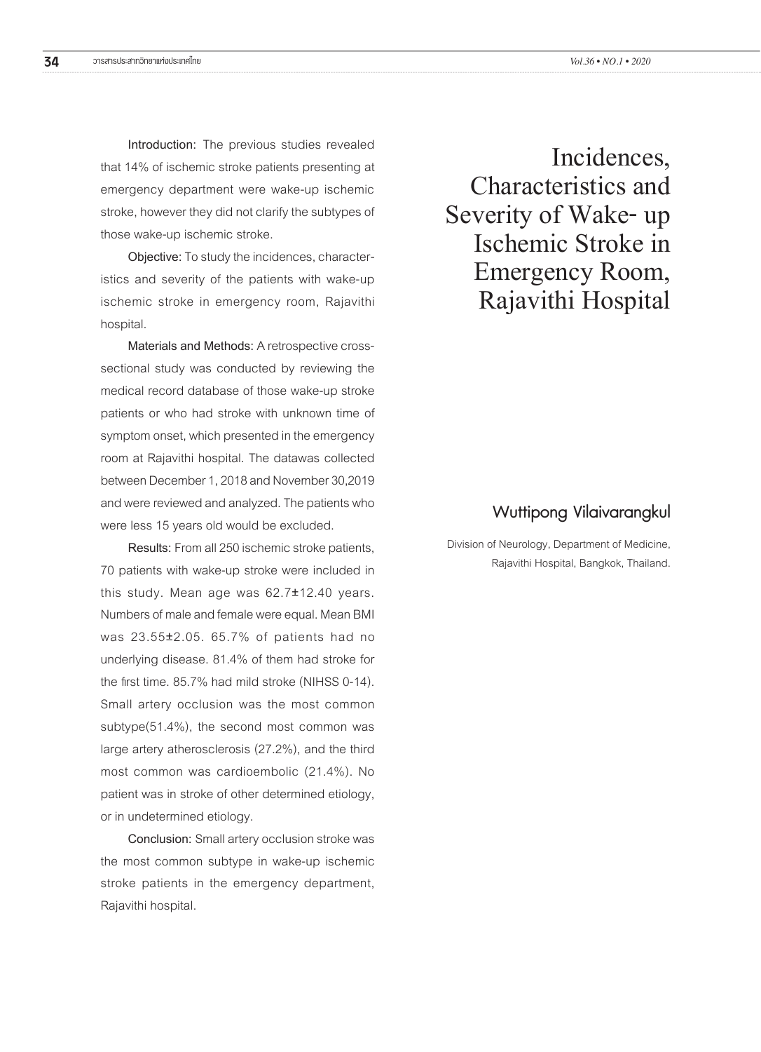# Incidences, Characteristics and Severity of Wake- up Ischemic Stroke in Emergency Room, Rajavithi Hospital

## Wuttipong Vilaivarangkul

Division of Neurology, Department of Medicine, Rajavithi Hospital, Bangkok, Thailand.

**Introduction:** The previous studies revealed that 14% of ischemic stroke patients presenting at emergency department were wake-up ischemic stroke, however they did not clarify the subtypes of those wake-up ischemic stroke.

**Objective:** To study the incidences, characteristics and severity of the patients with wake-up ischemic stroke in emergency room, Rajavithi hospital.

**Materials and Methods:** A retrospective cross-sectional study was conducted by reviewing the medical record database of those wake-up stroke patients or who had stroke with unknown time of symptom onset, which presented in the emergency room at Rajavithi hospital. The datawas collected between December 1, 2018 and November 30,2019 and were reviewed and analyzed. The patients who were less 15 years old would be excluded.

**Results:** From all 250 ischemic stroke patients, 70 patients with wake-up stroke were included in this study. Mean age was 62.7±12.40 years. Numbers of male and female were equal. Mean BMI was 23.55±2.05. 65.7% of patients had no underlying disease. 81.4% of them had stroke for the first time. 85.7% had mild stroke (NIHSS 0-14). Small artery occlusion was the most common subtype(51.4%), the second most common was large artery atherosclerosis (27.2%), and the third most common was cardioembolic (21.4%). No patient was in stroke of other determined etiology, or in undetermined etiology.

**Conclusion:** Small artery occlusion stroke was the most common subtype in wake-up ischemic stroke patients in the emergency department, Rajavithi hospital.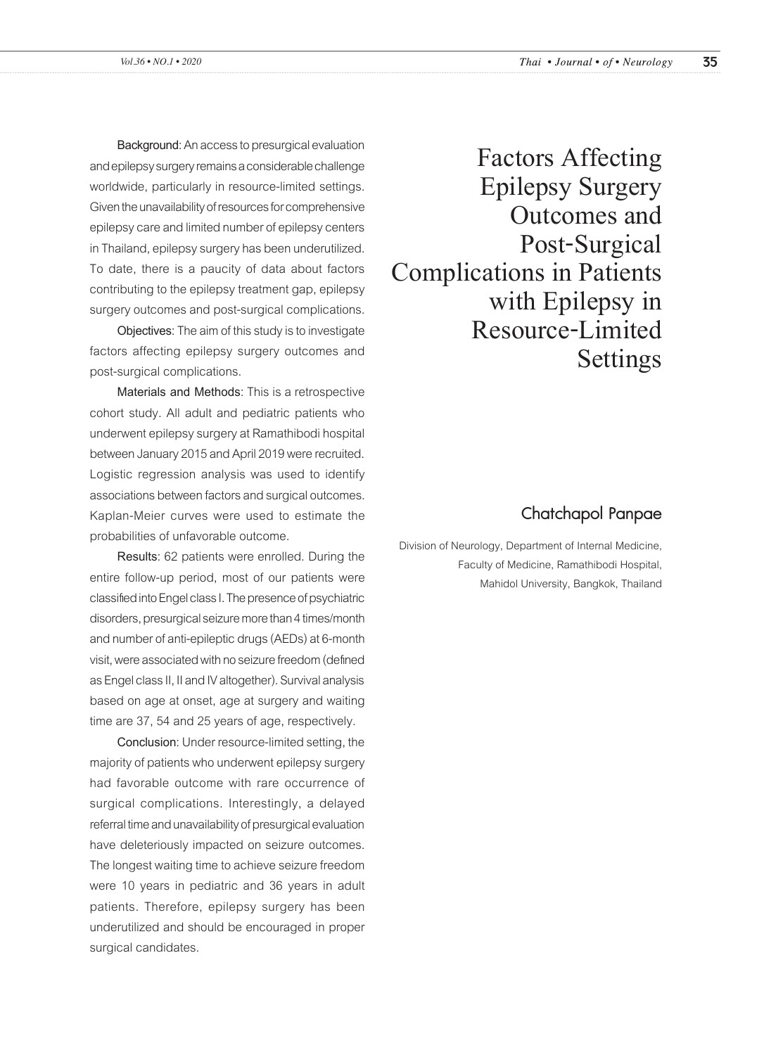# Factors Affecting Epilepsy Surgery Outcomes and Post-Surgical Complications in Patients with Epilepsy in Resource-Limited Settings

**Chatchapol Panpae**

Division of Neurology, Department of Internal Medicine, Faculty of Medicine, Ramathibodi Hospital, Mahidol University, Bangkok, Thailand

**Background**: An access to presurgical evaluation and epilepsy surgery remains a considerable challenge worldwide, particularly in resource-limited settings. Given the unavailability of resources for comprehensive epilepsy care and limited number of epilepsy centers in Thailand, epilepsy surgery has been underutilized. To date, there is a paucity of data about factors contributing to the epilepsy treatment gap, epilepsy surgery outcomes and post-surgical complications.

**Objectives**: The aim of this study is to investigate factors affecting epilepsy surgery outcomes and post-surgical complications.

**Materials and Methods**: This is a retrospective cohort study. All adult and pediatric patients who underwent epilepsy surgery at Ramathibodi hospital between January 2015 and April 2019 were recruited. Logistic regression analysis was used to identify associations between factors and surgical outcomes. Kaplan-Meier curves were used to estimate the probabilities of unfavorable outcome.

**Results**: 62 patients were enrolled. During the entire follow-up period, most of our patients were classified into Engel class I. The presence of psychiatric disorders, presurgical seizure more than 4 times/month and number of anti-epileptic drugs (AEDs) at 6-month visit, were associated with no seizure freedom (defined as Engel class II, II and IV altogether). Survival analysis based on age at onset, age at surgery and waiting time are 37, 54 and 25 years of age, respectively.

**Conclusion**: Under resource-limited setting, the majority of patients who underwent epilepsy surgery had favorable outcome with rare occurrence of surgical complications. Interestingly, a delayed referral time and unavailability of presurgical evaluation have deleteriously impacted on seizure outcomes. The longest waiting time to achieve seizure freedom were 10 years in pediatric and 36 years in adult patients. Therefore, epilepsy surgery has been underutilized and should be encouraged in proper surgical candidates.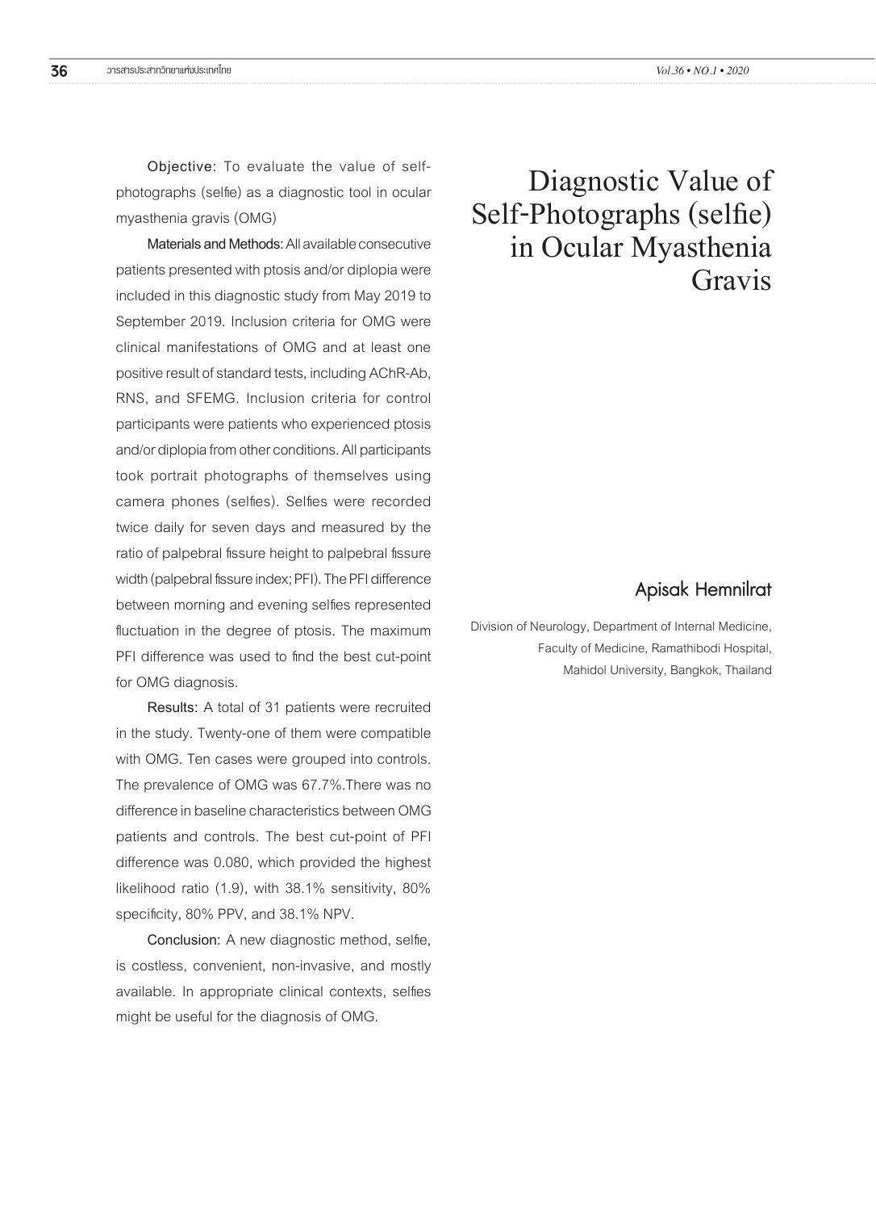# Diagnostic Value of Self-Photographs (selfie) in Ocular Myasthenia Gravis

## Apisak Hemnilrat

Division of Neurology, Department of Internal Medicine, Faculty of Medicine, Ramathibodi Hospital, Mahidol University, Bangkok, Thailand

**Objective:** To evaluate the value of self-photographs (selfie) as a diagnostic tool in ocular myasthenia gravis (OMG)

**Materials and Methods:** All available consecutive patients presented with ptosis and/or diplopia were included in this diagnostic study from May 2019 to September 2019. Inclusion criteria for OMG were clinical manifestations of OMG and at least one positive result of standard tests, including AChR-Ab, RNS, and SFEMG. Inclusion criteria for control participants were patients who experienced ptosis and/or diplopia from other conditions. All participants took portrait photographs of themselves using camera phones (selfies). Selfies were recorded twice daily for seven days and measured by the ratio of palpebral fissure height to palpebral fissure width (palpebral fissure index; PFI). The PFI difference between morning and evening selfies represented fluctuation in the degree of ptosis. The maximum PFI difference was used to find the best cut-point for OMG diagnosis.

**Results:** A total of 31 patients were recruited in the study. Twenty-one of them were compatible with OMG. Ten cases were grouped into controls. The prevalence of OMG was 67.7%.There was no difference in baseline characteristics between OMG patients and controls. The best cut-point of PFI difference was 0.080, which provided the highest likelihood ratio (1.9), with 38.1% sensitivity, 80% specificity, 80% PPV, and 38.1% NPV.

**Conclusion:** A new diagnostic method, selfie, is costless, convenient, non-invasive, and mostly available. In appropriate clinical contexts, selfies might be useful for the diagnosis of OMG.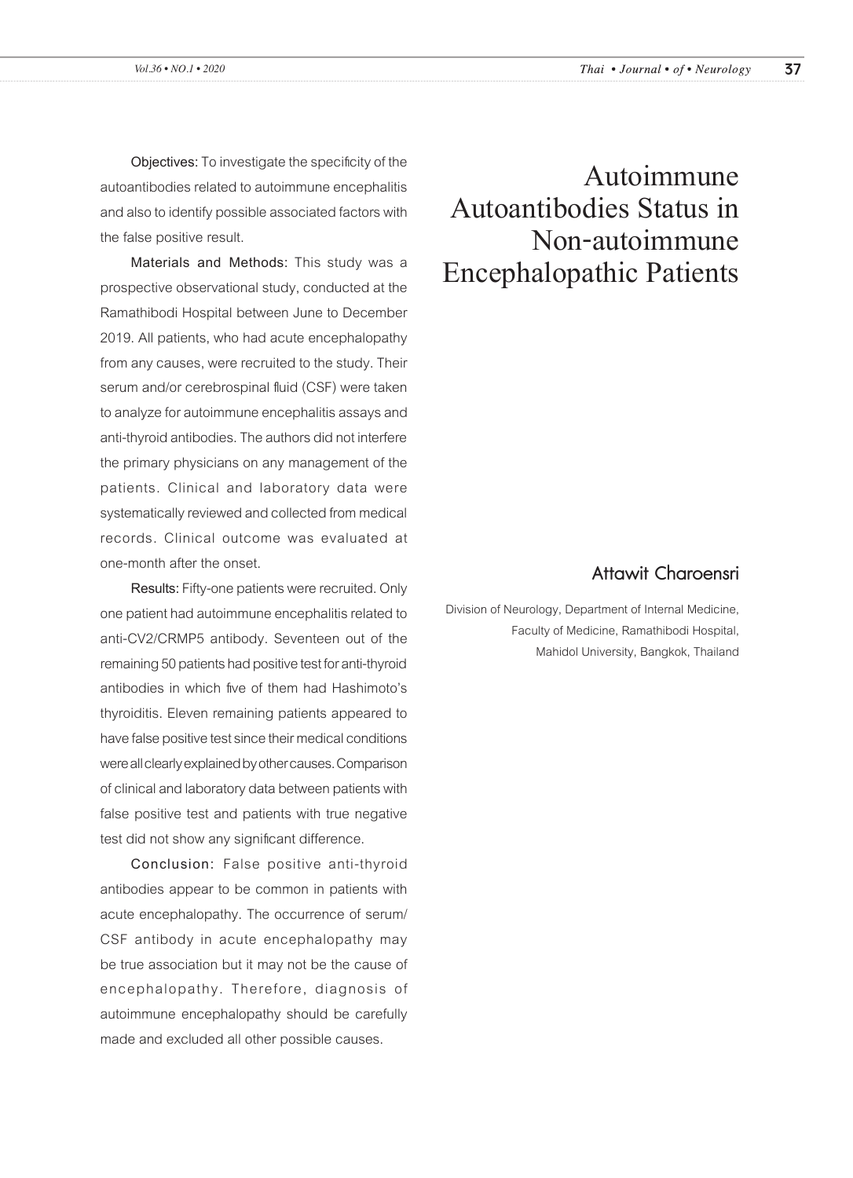# Autoimmune Autoantibodies Status in Non-autoimmune Encephalopathic Patients

**Attawit Charoensri**

Division of Neurology, Department of Internal Medicine, Faculty of Medicine, Ramathibodi Hospital, Mahidol University, Bangkok, Thailand

**Objectives:** To investigate the specificity of the autoantibodies related to autoimmune encephalitis and also to identify possible associated factors with the false positive result.

**Materials and Methods:** This study was a prospective observational study, conducted at the Ramathibodi Hospital between June to December 2019. All patients, who had acute encephalopathy from any causes, were recruited to the study. Their serum and/or cerebrospinal fluid (CSF) were taken to analyze for autoimmune encephalitis assays and anti-thyroid antibodies. The authors did not interfere the primary physicians on any management of the patients. Clinical and laboratory data were systematically reviewed and collected from medical records. Clinical outcome was evaluated at one-month after the onset.

**Results:** Fifty-one patients were recruited. Only one patient had autoimmune encephalitis related to anti-CV2/CRMP5 antibody. Seventeen out of the remaining 50 patients had positive test for anti-thyroid antibodies in which five of them had Hashimoto's thyroiditis. Eleven remaining patients appeared to have false positive test since their medical conditions were all clearly explained by other causes. Comparison of clinical and laboratory data between patients with false positive test and patients with true negative test did not show any significant difference.

**Conclusion:** False positive anti-thyroid antibodies appear to be common in patients with acute encephalopathy. The occurrence of serum/CSF antibody in acute encephalopathy may be true association but it may not be the cause of encephalopathy. Therefore, diagnosis of autoimmune encephalopathy should be carefully made and excluded all other possible causes.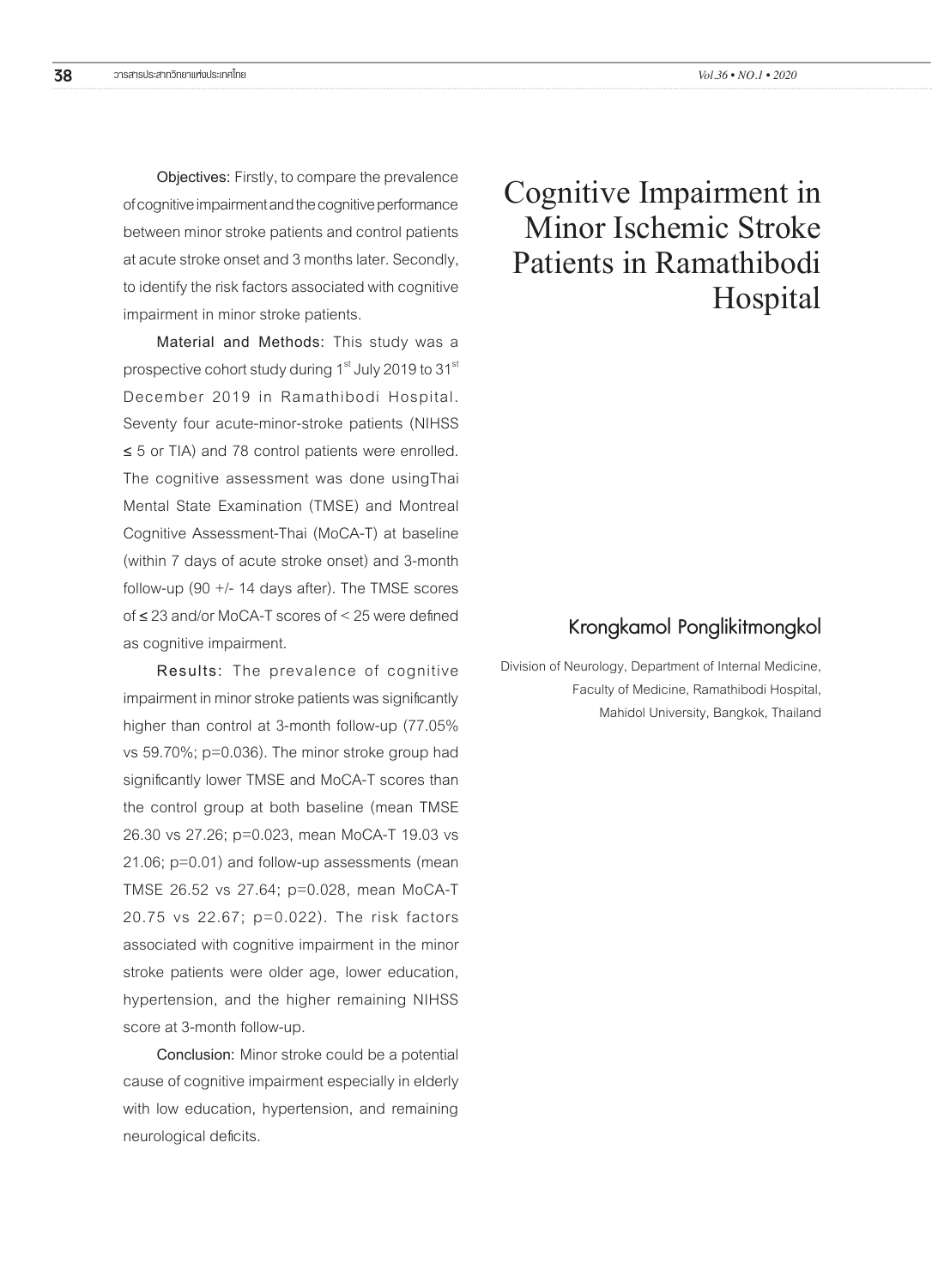# Cognitive Impairment in Minor Ischemic Stroke Patients in Ramathibodi Hospital

## Krongkamol Ponglikitmongkol

Division of Neurology, Department of Internal Medicine, Faculty of Medicine, Ramathibodi Hospital, Mahidol University, Bangkok, Thailand

**Objectives:** Firstly, to compare the prevalence of cognitive impairment and the cognitive performance between minor stroke patients and control patients at acute stroke onset and 3 months later. Secondly, to identify the risk factors associated with cognitive impairment in minor stroke patients.

**Material and Methods:** This study was a prospective cohort study during 1st July 2019 to 31st December 2019 in Ramathibodi Hospital. Seventy four acute-minor-stroke patients (NIHSS ≤ 5 or TIA) and 78 control patients were enrolled. The cognitive assessment was done usingThai Mental State Examination (TMSE) and Montreal Cognitive Assessment-Thai (MoCA-T) at baseline (within 7 days of acute stroke onset) and 3-month follow-up (90 +/- 14 days after). The TMSE scores of ≤ 23 and/or MoCA-T scores of < 25 were defined as cognitive impairment.

**Results:** The prevalence of cognitive impairment in minor stroke patients was significantly higher than control at 3-month follow-up (77.05% vs 59.70%; p=0.036). The minor stroke group had significantly lower TMSE and MoCA-T scores than the control group at both baseline (mean TMSE 26.30 vs 27.26; p=0.023, mean MoCA-T 19.03 vs 21.06; p=0.01) and follow-up assessments (mean TMSE 26.52 vs 27.64; p=0.028, mean MoCA-T 20.75 vs 22.67; p=0.022). The risk factors associated with cognitive impairment in the minor stroke patients were older age, lower education, hypertension, and the higher remaining NIHSS score at 3-month follow-up.

**Conclusion:** Minor stroke could be a potential cause of cognitive impairment especially in elderly with low education, hypertension, and remaining neurological deficits.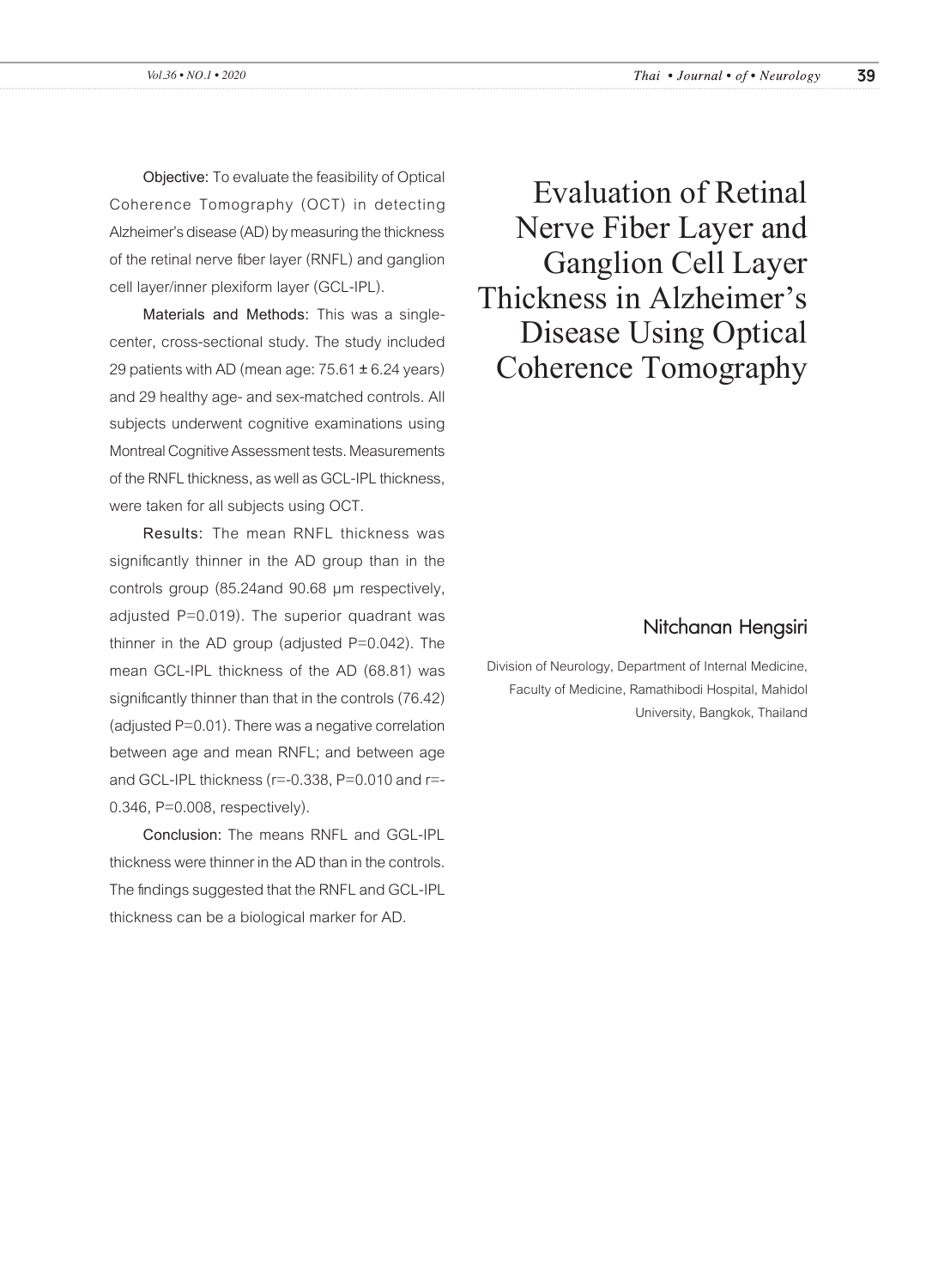# Evaluation of Retinal Nerve Fiber Layer and Ganglion Cell Layer Thickness in Alzheimer's Disease Using Optical Coherence Tomography

**Nitchanan Hengsiri**

Division of Neurology, Department of Internal Medicine, Faculty of Medicine, Ramathibodi Hospital, Mahidol University, Bangkok, Thailand

**Objective:** To evaluate the feasibility of Optical Coherence Tomography (OCT) in detecting Alzheimer's disease (AD) by measuring the thickness of the retinal nerve fiber layer (RNFL) and ganglion cell layer/inner plexiform layer (GCL-IPL).

**Materials and Methods:** This was a single-center, cross-sectional study. The study included 29 patients with AD (mean age: 75.61 ± 6.24 years) and 29 healthy age- and sex-matched controls. All subjects underwent cognitive examinations using Montreal Cognitive Assessment tests. Measurements of the RNFL thickness, as well as GCL-IPL thickness, were taken for all subjects using OCT.

**Results:** The mean RNFL thickness was significantly thinner in the AD group than in the controls group (85.24and 90.68 µm respectively, adjusted P=0.019). The superior quadrant was thinner in the AD group (adjusted P=0.042). The mean GCL-IPL thickness of the AD (68.81) was significantly thinner than that in the controls (76.42) (adjusted P=0.01). There was a negative correlation between age and mean RNFL; and between age and GCL-IPL thickness (r=-0.338, P=0.010 and r=-0.346, P=0.008, respectively).

**Conclusion:** The means RNFL and GGL-IPL thickness were thinner in the AD than in the controls. The findings suggested that the RNFL and GCL-IPL thickness can be a biological marker for AD.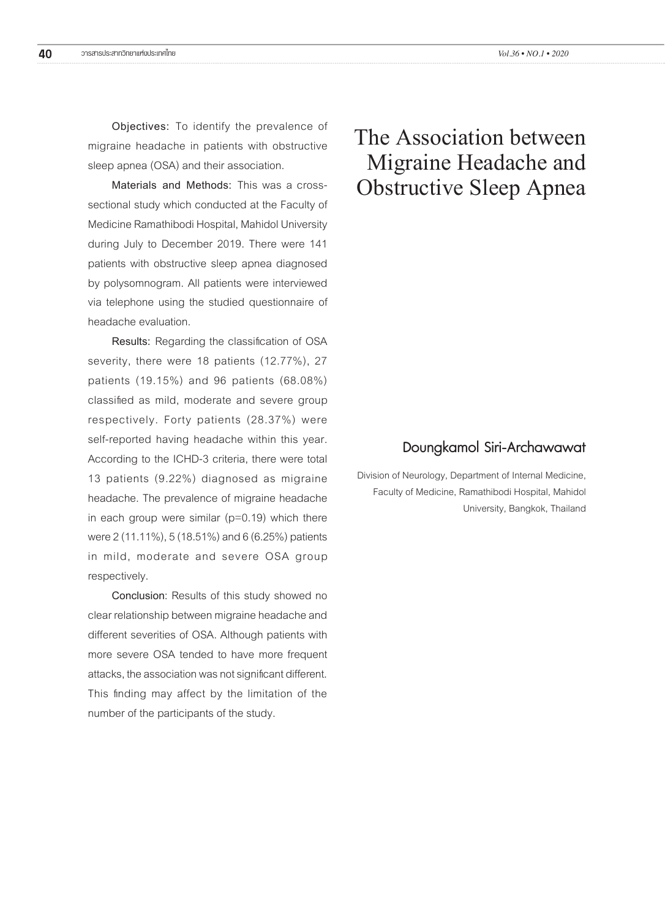# The Association between Migraine Headache and Obstructive Sleep Apnea

**Doungkamol Siri-Archawawat**

Division of Neurology, Department of Internal Medicine, Faculty of Medicine, Ramathibodi Hospital, Mahidol University, Bangkok, Thailand

**Objectives:** To identify the prevalence of migraine headache in patients with obstructive sleep apnea (OSA) and their association.

**Materials and Methods:** This was a cross-sectional study which conducted at the Faculty of Medicine Ramathibodi Hospital, Mahidol University during July to December 2019. There were 141 patients with obstructive sleep apnea diagnosed by polysomnogram. All patients were interviewed via telephone using the studied questionnaire of headache evaluation.

**Results:** Regarding the classification of OSA severity, there were 18 patients (12.77%), 27 patients (19.15%) and 96 patients (68.08%) classified as mild, moderate and severe group respectively. Forty patients (28.37%) were self-reported having headache within this year. According to the ICHD-3 criteria, there were total 13 patients (9.22%) diagnosed as migraine headache. The prevalence of migraine headache in each group were similar (p=0.19) which there were 2 (11.11%), 5 (18.51%) and 6 (6.25%) patients in mild, moderate and severe OSA group respectively.

**Conclusion**: Results of this study showed no clear relationship between migraine headache and different severities of OSA. Although patients with more severe OSA tended to have more frequent attacks, the association was not significant different. This finding may affect by the limitation of the number of the participants of the study.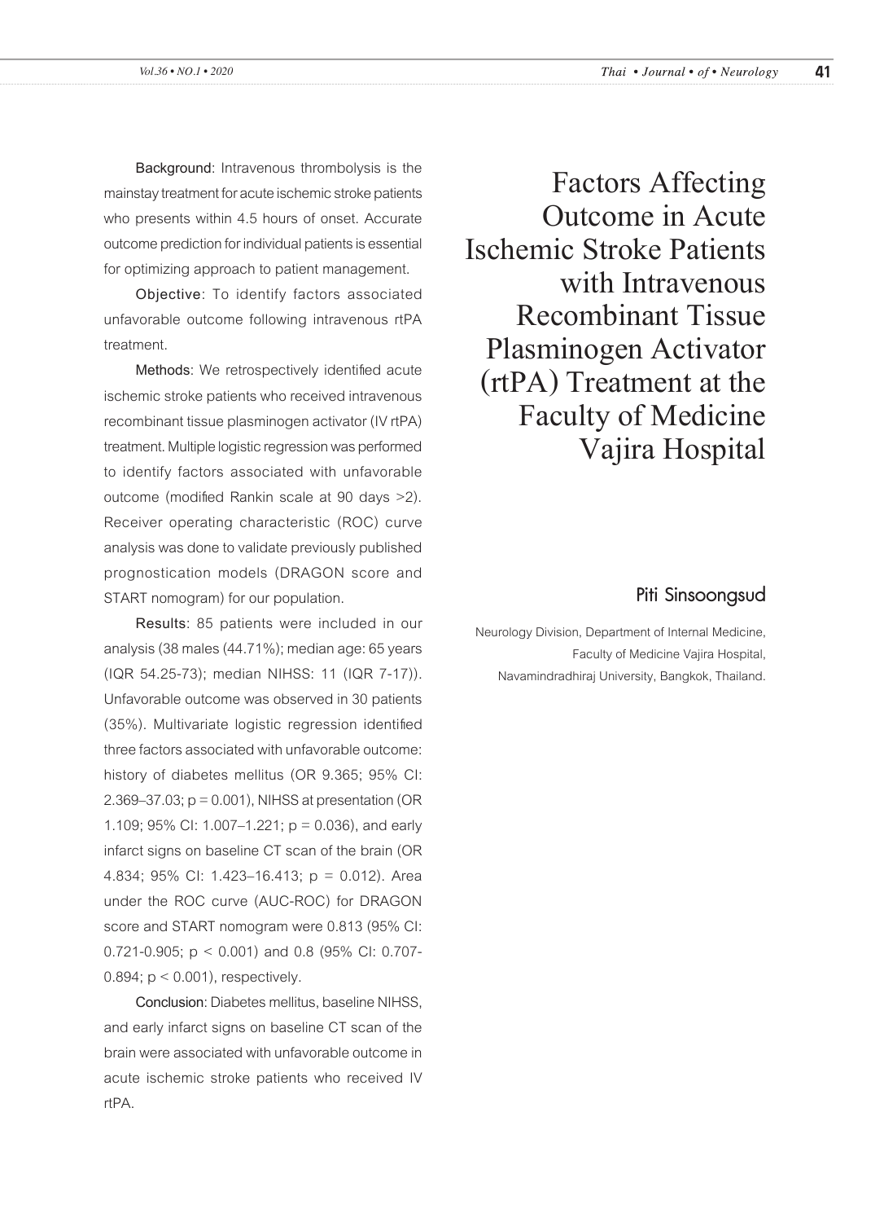# Factors Affecting Outcome in Acute Ischemic Stroke Patients with Intravenous Recombinant Tissue Plasminogen Activator (rtPA) Treatment at the Faculty of Medicine Vajira Hospital

**Piti Sinsoongsud**

Neurology Division, Department of Internal Medicine, Faculty of Medicine Vajira Hospital, Navamindradhiraj University, Bangkok, Thailand.

**Background**: Intravenous thrombolysis is the mainstay treatment for acute ischemic stroke patients who presents within 4.5 hours of onset. Accurate outcome prediction for individual patients is essential for optimizing approach to patient management.

**Objective**: To identify factors associated unfavorable outcome following intravenous rtPA treatment.

**Methods**: We retrospectively identified acute ischemic stroke patients who received intravenous recombinant tissue plasminogen activator (IV rtPA) treatment. Multiple logistic regression was performed to identify factors associated with unfavorable outcome (modified Rankin scale at 90 days >2). Receiver operating characteristic (ROC) curve analysis was done to validate previously published prognostication models (DRAGON score and START nomogram) for our population.

**Results**: 85 patients were included in our analysis (38 males (44.71%); median age: 65 years (IQR 54.25-73); median NIHSS: 11 (IQR 7-17)). Unfavorable outcome was observed in 30 patients (35%). Multivariate logistic regression identified three factors associated with unfavorable outcome: history of diabetes mellitus (OR 9.365; 95% CI: 2.369–37.03; $p = 0.001$), NIHSS at presentation (OR 1.109; 95% CI: 1.007–1.221; $p = 0.036$), and early infarct signs on baseline CT scan of the brain (OR 4.834; 95% CI: 1.423–16.413; $p = 0.012$). Area under the ROC curve (AUC-ROC) for DRAGON score and START nomogram were 0.813 (95% CI: 0.721-0.905; $p < 0.001$) and 0.8 (95% CI: 0.707-0.894; $p < 0.001$), respectively.

**Conclusion**: Diabetes mellitus, baseline NIHSS, and early infarct signs on baseline CT scan of the brain were associated with unfavorable outcome in acute ischemic stroke patients who received IV rtPA.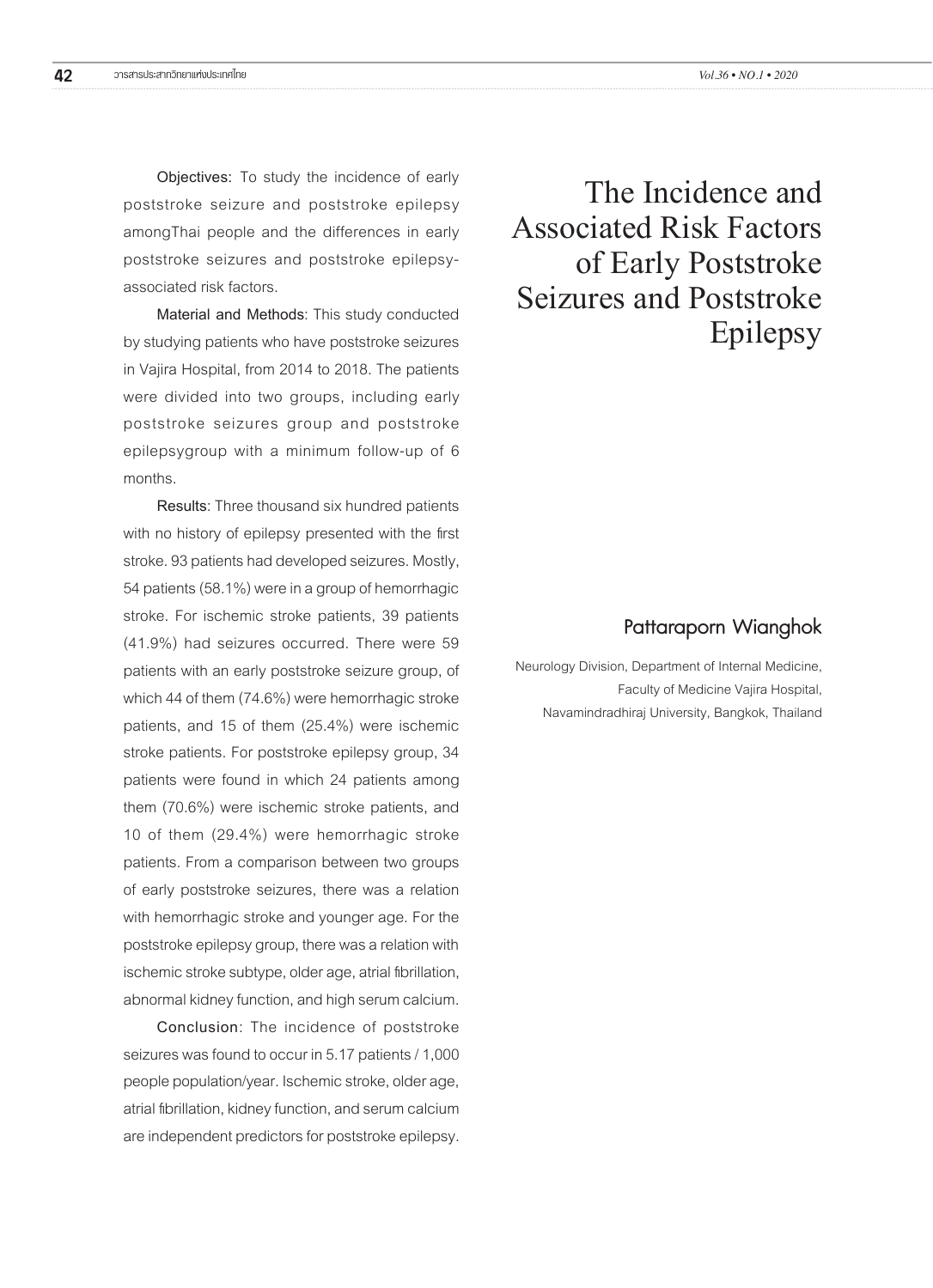# The Incidence and Associated Risk Factors of Early Poststroke Seizures and Poststroke Epilepsy

## Pattaraporn Wianghok

Neurology Division, Department of Internal Medicine, Faculty of Medicine Vajira Hospital, Navamindradhiraj University, Bangkok, Thailand

**Objectives:** To study the incidence of early poststroke seizure and poststroke epilepsy amongThai people and the differences in early poststroke seizures and poststroke epilepsy-associated risk factors.

**Material and Methods**: This study conducted by studying patients who have poststroke seizures in Vajira Hospital, from 2014 to 2018. The patients were divided into two groups, including early poststroke seizures group and poststroke epilepsygroup with a minimum follow-up of 6 months.

**Results**: Three thousand six hundred patients with no history of epilepsy presented with the first stroke. 93 patients had developed seizures. Mostly, 54 patients (58.1%) were in a group of hemorrhagic stroke. For ischemic stroke patients, 39 patients (41.9%) had seizures occurred. There were 59 patients with an early poststroke seizure group, of which 44 of them (74.6%) were hemorrhagic stroke patients, and 15 of them (25.4%) were ischemic stroke patients. For poststroke epilepsy group, 34 patients were found in which 24 patients among them (70.6%) were ischemic stroke patients, and 10 of them (29.4%) were hemorrhagic stroke patients. From a comparison between two groups of early poststroke seizures, there was a relation with hemorrhagic stroke and younger age. For the poststroke epilepsy group, there was a relation with ischemic stroke subtype, older age, atrial fibrillation, abnormal kidney function, and high serum calcium.

**Conclusion**: The incidence of poststroke seizures was found to occur in 5.17 patients / 1,000 people population/year. Ischemic stroke, older age, atrial fibrillation, kidney function, and serum calcium are independent predictors for poststroke epilepsy.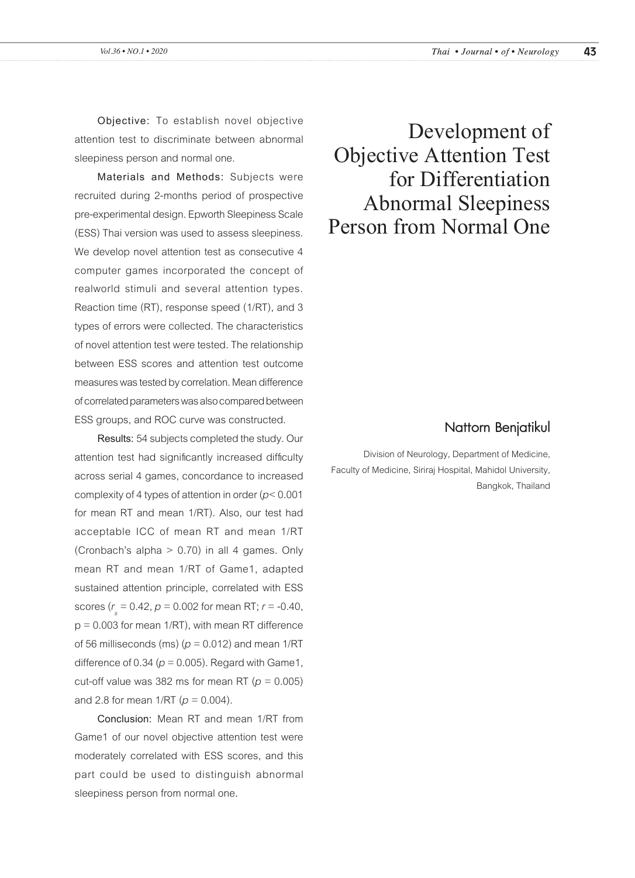# Development of Objective Attention Test for Differentiation Abnormal Sleepiness Person from Normal One

## Nattorn Benjatikul

Division of Neurology, Department of Medicine, Faculty of Medicine, Siriraj Hospital, Mahidol University, Bangkok, Thailand

**Objective:** To establish novel objective attention test to discriminate between abnormal sleepiness person and normal one.

**Materials and Methods:** Subjects were recruited during 2-months period of prospective pre-experimental design. Epworth Sleepiness Scale (ESS) Thai version was used to assess sleepiness. We develop novel attention test as consecutive 4 computer games incorporated the concept of realworld stimuli and several attention types. Reaction time (RT), response speed (1/RT), and 3 types of errors were collected. The characteristics of novel attention test were tested. The relationship between ESS scores and attention test outcome measures was tested by correlation. Mean difference of correlated parameters was also compared between ESS groups, and ROC curve was constructed.

**Results:** 54 subjects completed the study. Our attention test had significantly increased difficulty across serial 4 games, concordance to increased complexity of 4 types of attention in order ($p < 0.001$ for mean RT and mean 1/RT). Also, our test had acceptable ICC of mean RT and mean 1/RT (Cronbach's alpha > 0.70) in all 4 games. Only mean RT and mean 1/RT of Game1, adapted sustained attention principle, correlated with ESS scores ($r_s = 0.42$, $p = 0.002$ for mean RT; $r = -0.40$, $p = 0.003$ for mean 1/RT), with mean RT difference of 56 milliseconds (ms) ($p = 0.012$) and mean 1/RT difference of 0.34 ($p = 0.005$). Regard with Game1, cut-off value was 382 ms for mean RT ($p = 0.005$) and 2.8 for mean 1/RT ($p = 0.004$).

**Conclusion:** Mean RT and mean 1/RT from Game1 of our novel objective attention test were moderately correlated with ESS scores, and this part could be used to distinguish abnormal sleepiness person from normal one.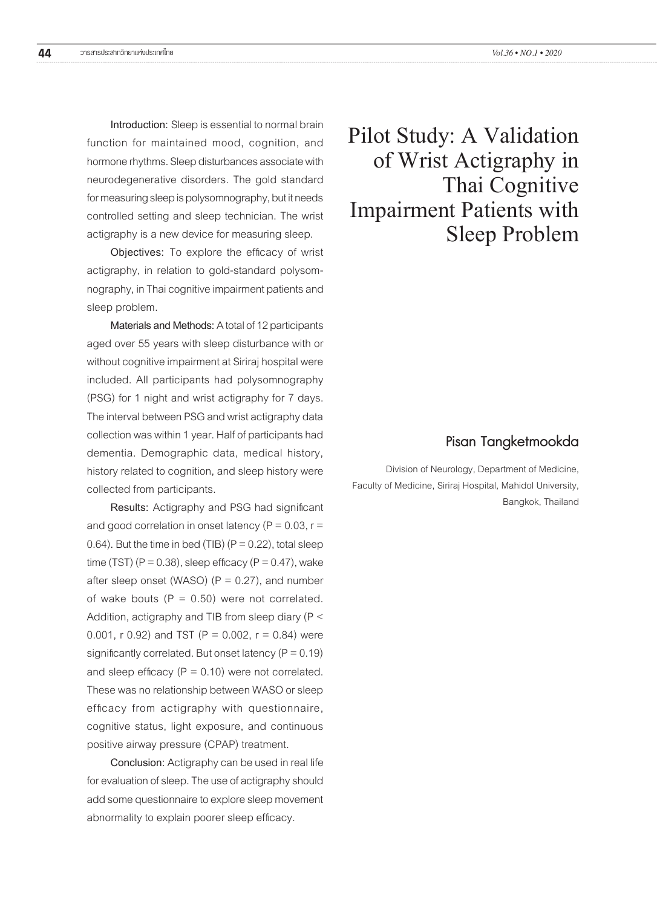# Pilot Study: A Validation of Wrist Actigraphy in Thai Cognitive Impairment Patients with Sleep Problem

**Pisan Tangketmookda**

Division of Neurology, Department of Medicine, Faculty of Medicine, Siriraj Hospital, Mahidol University, Bangkok, Thailand

**Introduction:** Sleep is essential to normal brain function for maintained mood, cognition, and hormone rhythms. Sleep disturbances associate with neurodegenerative disorders. The gold standard for measuring sleep is polysomnography, but it needs controlled setting and sleep technician. The wrist actigraphy is a new device for measuring sleep.

**Objectives:** To explore the efficacy of wrist actigraphy, in relation to gold-standard polysomnography, in Thai cognitive impairment patients and sleep problem.

**Materials and Methods:** A total of 12 participants aged over 55 years with sleep disturbance with or without cognitive impairment at Siriraj hospital were included. All participants had polysomnography (PSG) for 1 night and wrist actigraphy for 7 days. The interval between PSG and wrist actigraphy data collection was within 1 year. Half of participants had dementia. Demographic data, medical history, history related to cognition, and sleep history were collected from participants.

**Results:** Actigraphy and PSG had significant and good correlation in onset latency ($P = 0.03$, $r = 0.64$). But the time in bed (TIB) ($P = 0.22$), total sleep time (TST) ($P = 0.38$), sleep efficacy ($P = 0.47$), wake after sleep onset (WASO) ($P = 0.27$), and number of wake bouts ($P = 0.50$) were not correlated. Addition, actigraphy and TIB from sleep diary ($P < 0.001$, r 0.92) and TST ($P = 0.002$, $r = 0.84$) were significantly correlated. But onset latency ($P = 0.19$) and sleep efficacy ($P = 0.10$) were not correlated. These was no relationship between WASO or sleep efficacy from actigraphy with questionnaire, cognitive status, light exposure, and continuous positive airway pressure (CPAP) treatment.

**Conclusion:** Actigraphy can be used in real life for evaluation of sleep. The use of actigraphy should add some questionnaire to explore sleep movement abnormality to explain poorer sleep efficacy.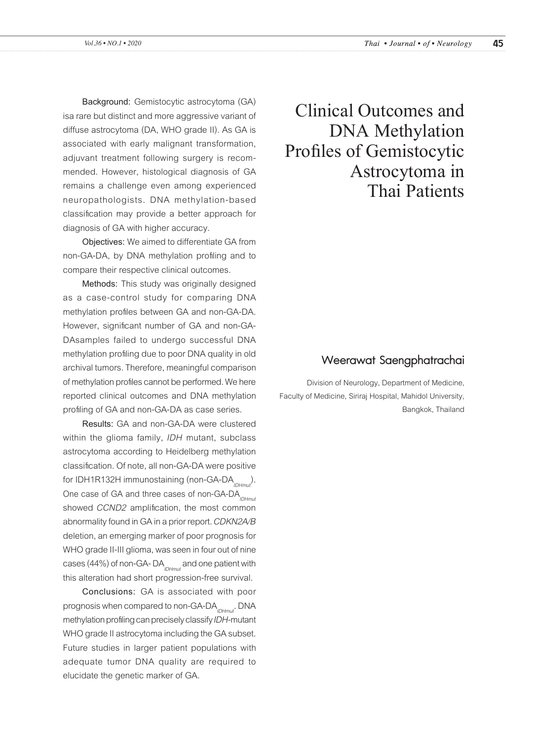# Clinical Outcomes and DNA Methylation Profiles of Gemistocytic Astrocytoma in Thai Patients

## Weerawat Saengphatrachai

Division of Neurology, Department of Medicine, Faculty of Medicine, Siriraj Hospital, Mahidol University, Bangkok, Thailand

**Background:** Gemistocytic astrocytoma (GA) isa rare but distinct and more aggressive variant of diffuse astrocytoma (DA, WHO grade II). As GA is associated with early malignant transformation, adjuvant treatment following surgery is recommended. However, histological diagnosis of GA remains a challenge even among experienced neuropathologists. DNA methylation-based classification may provide a better approach for diagnosis of GA with higher accuracy.

**Objectives:** We aimed to differentiate GA from non-GA-DA, by DNA methylation profiling and to compare their respective clinical outcomes.

**Methods:** This study was originally designed as a case-control study for comparing DNA methylation profiles between GA and non-GA-DA. However, significant number of GA and non-GA-DAsamples failed to undergo successful DNA methylation profiling due to poor DNA quality in old archival tumors. Therefore, meaningful comparison of methylation profiles cannot be performed. We here reported clinical outcomes and DNA methylation profiling of GA and non-GA-DA as case series.

**Results:** GA and non-GA-DA were clustered within the glioma family, *IDH* mutant, subclass astrocytoma according to Heidelberg methylation classification. Of note, all non-GA-DA were positive for IDH1R132H immunostaining (non-GA-$DA_{IDHmut}$). One case of GA and three cases of non-GA-$DA_{IDHmut}$ showed *CCND2* amplification, the most common abnormality found in GA in a prior report. *CDKN2A/B* deletion, an emerging marker of poor prognosis for WHO grade II-III glioma, was seen in four out of nine cases (44%) of non-GA- $DA_{IDHmut}$ and one patient with this alteration had short progression-free survival.

**Conclusions:** GA is associated with poor prognosis when compared to non-GA-$DA_{IDHmut}$. DNA methylation profiling can precisely classify *IDH*-mutant WHO grade II astrocytoma including the GA subset. Future studies in larger patient populations with adequate tumor DNA quality are required to elucidate the genetic marker of GA.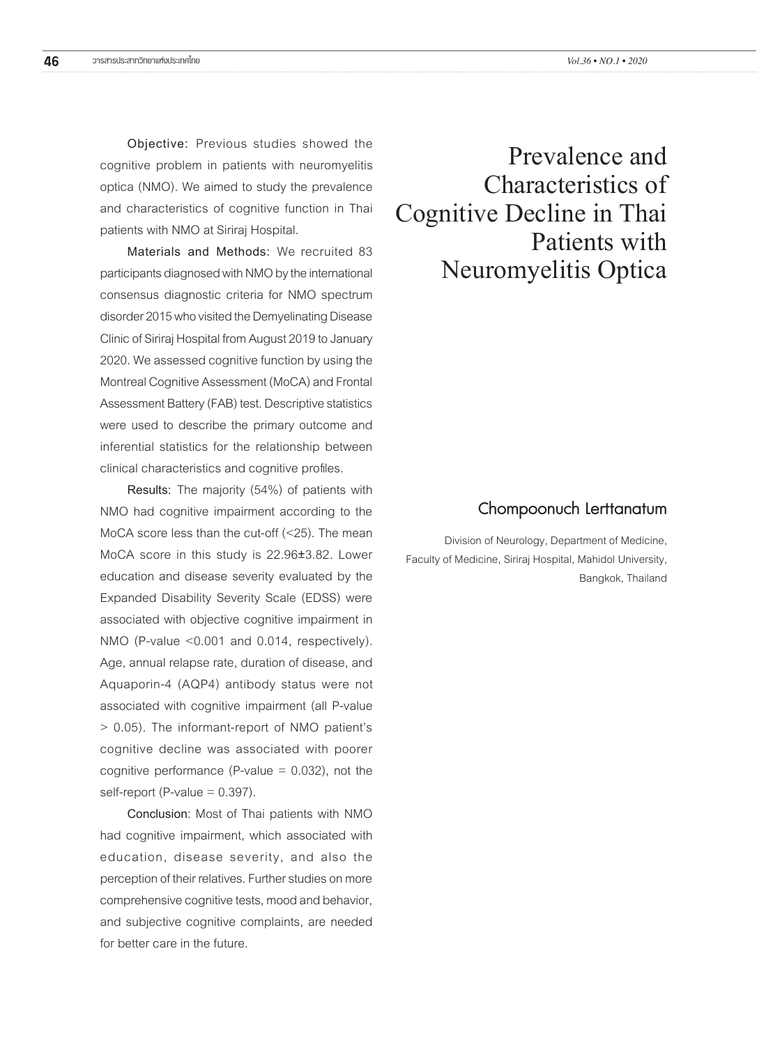# Prevalence and Characteristics of Cognitive Decline in Thai Patients with Neuromyelitis Optica

## Chompoonuch Lerttanatum

Division of Neurology, Department of Medicine, Faculty of Medicine, Siriraj Hospital, Mahidol University, Bangkok, Thailand

**Objective:** Previous studies showed the cognitive problem in patients with neuromyelitis optica (NMO). We aimed to study the prevalence and characteristics of cognitive function in Thai patients with NMO at Siriraj Hospital.

**Materials and Methods:** We recruited 83 participants diagnosed with NMO by the international consensus diagnostic criteria for NMO spectrum disorder 2015 who visited the Demyelinating Disease Clinic of Siriraj Hospital from August 2019 to January 2020. We assessed cognitive function by using the Montreal Cognitive Assessment (MoCA) and Frontal Assessment Battery (FAB) test. Descriptive statistics were used to describe the primary outcome and inferential statistics for the relationship between clinical characteristics and cognitive profiles.

**Results:** The majority (54%) of patients with NMO had cognitive impairment according to the MoCA score less than the cut-off (<25). The mean MoCA score in this study is 22.96±3.82. Lower education and disease severity evaluated by the Expanded Disability Severity Scale (EDSS) were associated with objective cognitive impairment in NMO (P-value <0.001 and 0.014, respectively). Age, annual relapse rate, duration of disease, and Aquaporin-4 (AQP4) antibody status were not associated with cognitive impairment (all P-value > 0.05). The informant-report of NMO patient's cognitive decline was associated with poorer cognitive performance (P-value = 0.032), not the self-report (P-value = 0.397).

**Conclusion**: Most of Thai patients with NMO had cognitive impairment, which associated with education, disease severity, and also the perception of their relatives. Further studies on more comprehensive cognitive tests, mood and behavior, and subjective cognitive complaints, are needed for better care in the future.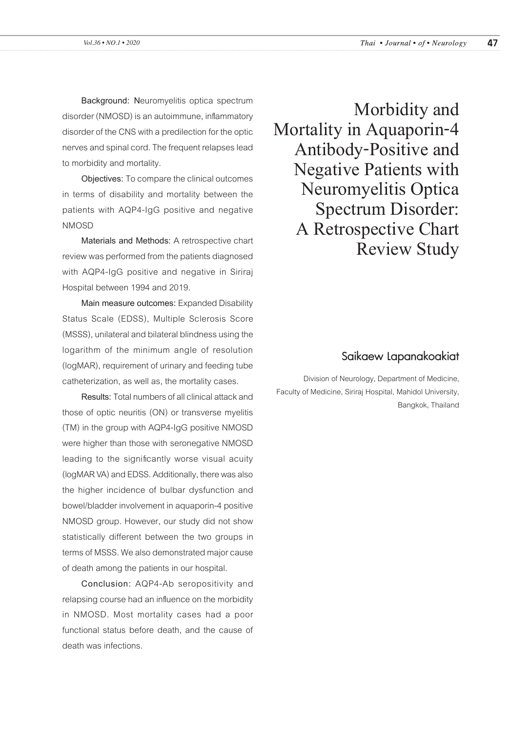# Morbidity and Mortality in Aquaporin-4 Antibody-Positive and Negative Patients with Neuromyelitis Optica Spectrum Disorder: A Retrospective Chart Review Study

## Saikaew Lapanakoakiat

Division of Neurology, Department of Medicine, Faculty of Medicine, Siriraj Hospital, Mahidol University, Bangkok, Thailand

**Background:** Neuromyelitis optica spectrum disorder (NMOSD) is an autoimmune, inflammatory disorder of the CNS with a predilection for the optic nerves and spinal cord. The frequent relapses lead to morbidity and mortality.

**Objectives:** To compare the clinical outcomes in terms of disability and mortality between the patients with AQP4-IgG positive and negative NMOSD

**Materials and Methods:** A retrospective chart review was performed from the patients diagnosed with AQP4-IgG positive and negative in Siriraj Hospital between 1994 and 2019.

**Main measure outcomes:** Expanded Disability Status Scale (EDSS), Multiple Sclerosis Score (MSSS), unilateral and bilateral blindness using the logarithm of the minimum angle of resolution (logMAR), requirement of urinary and feeding tube catheterization, as well as, the mortality cases.

**Results:** Total numbers of all clinical attack and those of optic neuritis (ON) or transverse myelitis (TM) in the group with AQP4-IgG positive NMOSD were higher than those with seronegative NMOSD leading to the significantly worse visual acuity (logMAR VA) and EDSS. Additionally, there was also the higher incidence of bulbar dysfunction and bowel/bladder involvement in aquaporin-4 positive NMOSD group. However, our study did not show statistically different between the two groups in terms of MSSS. We also demonstrated major cause of death among the patients in our hospital.

**Conclusion:** AQP4-Ab seropositivity and relapsing course had an influence on the morbidity in NMOSD. Most mortality cases had a poor functional status before death, and the cause of death was infections.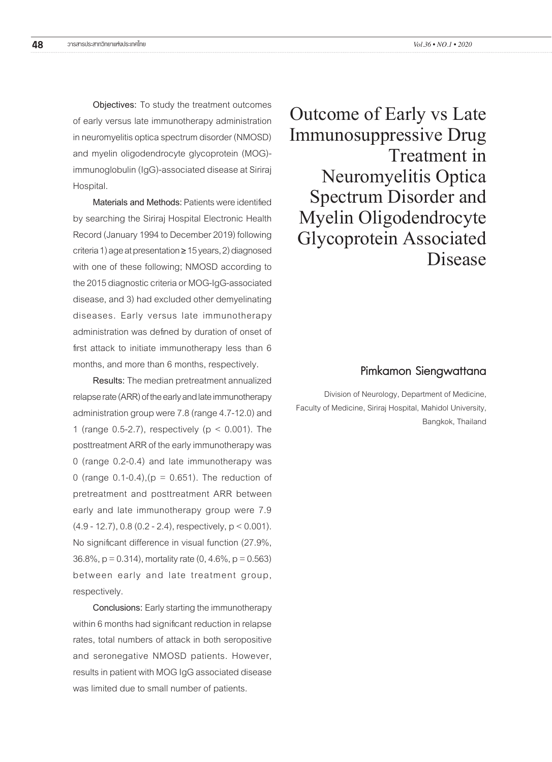# Outcome of Early vs Late Immunosuppressive Drug Treatment in Neuromyelitis Optica Spectrum Disorder and Myelin Oligodendrocyte Glycoprotein Associated Disease

**Pimkamon Siengwattana**

Division of Neurology, Department of Medicine, Faculty of Medicine, Siriraj Hospital, Mahidol University, Bangkok, Thailand

**Objectives:** To study the treatment outcomes of early versus late immunotherapy administration in neuromyelitis optica spectrum disorder (NMOSD) and myelin oligodendrocyte glycoprotein (MOG)-immunoglobulin (IgG)-associated disease at Siriraj Hospital.

**Materials and Methods:** Patients were identified by searching the Siriraj Hospital Electronic Health Record (January 1994 to December 2019) following criteria 1) age at presentation ≥ 15 years, 2) diagnosed with one of these following; NMOSD according to the 2015 diagnostic criteria or MOG-IgG-associated disease, and 3) had excluded other demyelinating diseases. Early versus late immunotherapy administration was defined by duration of onset of first attack to initiate immunotherapy less than 6 months, and more than 6 months, respectively.

**Results:** The median pretreatment annualized relapse rate (ARR) of the early and late immunotherapy administration group were 7.8 (range 4.7-12.0) and 1 (range 0.5-2.7), respectively ($p < 0.001$). The posttreatment ARR of the early immunotherapy was 0 (range 0.2-0.4) and late immunotherapy was 0 (range 0.1-0.4),($p = 0.651$). The reduction of pretreatment and posttreatment ARR between early and late immunotherapy group were 7.9 (4.9 - 12.7), 0.8 (0.2 - 2.4), respectively, $p < 0.001$). No significant difference in visual function (27.9%, 36.8%, $p = 0.314$), mortality rate (0, 4.6%, $p = 0.563$) between early and late treatment group, respectively.

**Conclusions:** Early starting the immunotherapy within 6 months had significant reduction in relapse rates, total numbers of attack in both seropositive and seronegative NMOSD patients. However, results in patient with MOG IgG associated disease was limited due to small number of patients.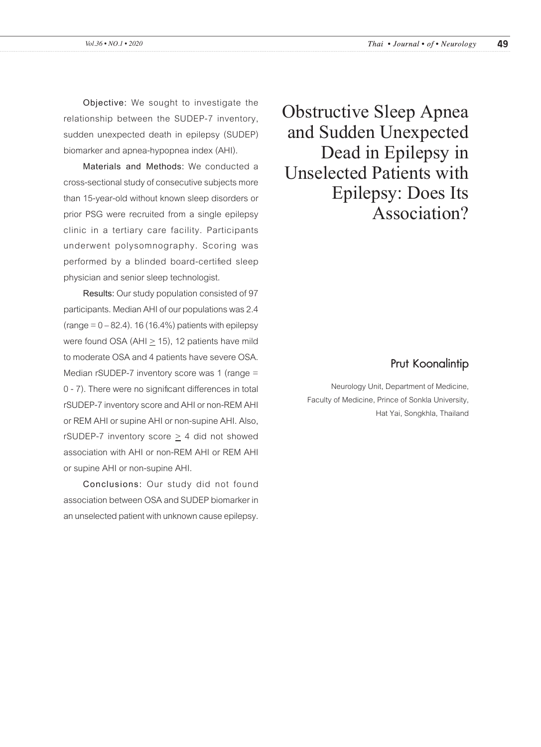# Obstructive Sleep Apnea and Sudden Unexpected Dead in Epilepsy in Unselected Patients with Epilepsy: Does Its Association?

## Prut Koonalintip

Neurology Unit, Department of Medicine, Faculty of Medicine, Prince of Sonkla University, Hat Yai, Songkhla, Thailand

**Objective:** We sought to investigate the relationship between the SUDEP-7 inventory, sudden unexpected death in epilepsy (SUDEP) biomarker and apnea-hypopnea index (AHI).

**Materials and Methods:** We conducted a cross-sectional study of consecutive subjects more than 15-year-old without known sleep disorders or prior PSG were recruited from a single epilepsy clinic in a tertiary care facility. Participants underwent polysomnography. Scoring was performed by a blinded board-certified sleep physician and senior sleep technologist.

**Results:** Our study population consisted of 97 participants. Median AHI of our populations was 2.4 (range = 0 – 82.4). 16 (16.4%) patients with epilepsy were found OSA (AHI $\geq$ 15), 12 patients have mild to moderate OSA and 4 patients have severe OSA. Median rSUDEP-7 inventory score was 1 (range = 0 - 7). There were no significant differences in total rSUDEP-7 inventory score and AHI or non-REM AHI or REM AHI or supine AHI or non-supine AHI. Also, rSUDEP-7 inventory score $\geq$ 4 did not showed association with AHI or non-REM AHI or REM AHI or supine AHI or non-supine AHI.

**Conclusions:** Our study did not found association between OSA and SUDEP biomarker in an unselected patient with unknown cause epilepsy.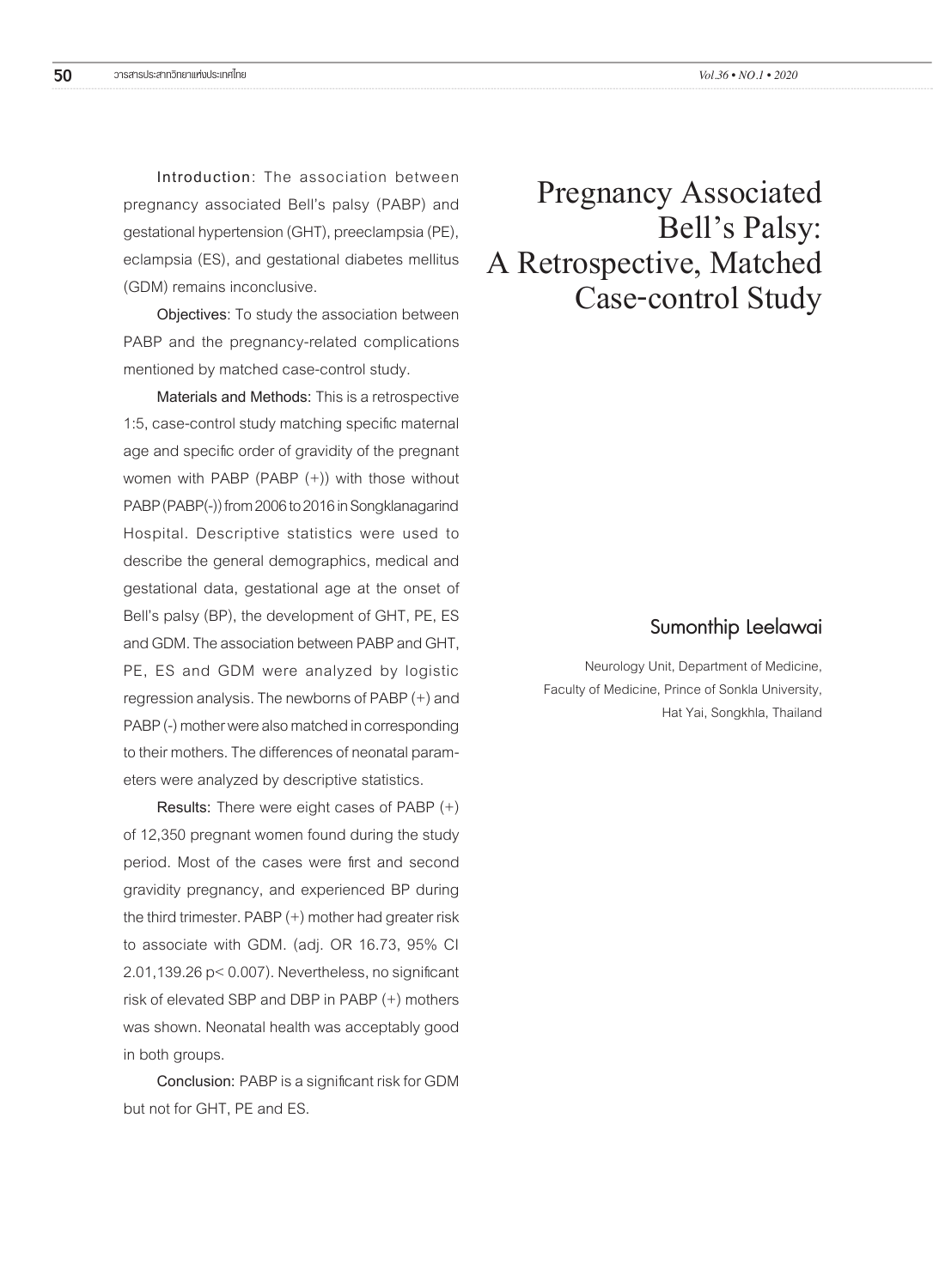# Pregnancy Associated Bell's Palsy: A Retrospective, Matched Case-control Study

## Sumonthip Leelawai

Neurology Unit, Department of Medicine, Faculty of Medicine, Prince of Sonkla University, Hat Yai, Songkhla, Thailand

**Introduction**: The association between pregnancy associated Bell's palsy (PABP) and gestational hypertension (GHT), preeclampsia (PE), eclampsia (ES), and gestational diabetes mellitus (GDM) remains inconclusive.

**Objectives**: To study the association between PABP and the pregnancy-related complications mentioned by matched case-control study.

**Materials and Methods:** This is a retrospective 1:5, case-control study matching specific maternal age and specific order of gravidity of the pregnant women with PABP (PABP (+)) with those without PABP (PABP(-)) from 2006 to 2016 in Songklanagarind Hospital. Descriptive statistics were used to describe the general demographics, medical and gestational data, gestational age at the onset of Bell's palsy (BP), the development of GHT, PE, ES and GDM. The association between PABP and GHT, PE, ES and GDM were analyzed by logistic regression analysis. The newborns of PABP (+) and PABP (-) mother were also matched in corresponding to their mothers. The differences of neonatal parameters were analyzed by descriptive statistics.

**Results:** There were eight cases of PABP (+) of 12,350 pregnant women found during the study period. Most of the cases were first and second gravidity pregnancy, and experienced BP during the third trimester. PABP (+) mother had greater risk to associate with GDM. (adj. OR 16.73, 95% CI 2.01,139.26 $p< 0.007$). Nevertheless, no significant risk of elevated SBP and DBP in PABP (+) mothers was shown. Neonatal health was acceptably good in both groups.

**Conclusion:** PABP is a significant risk for GDM but not for GHT, PE and ES.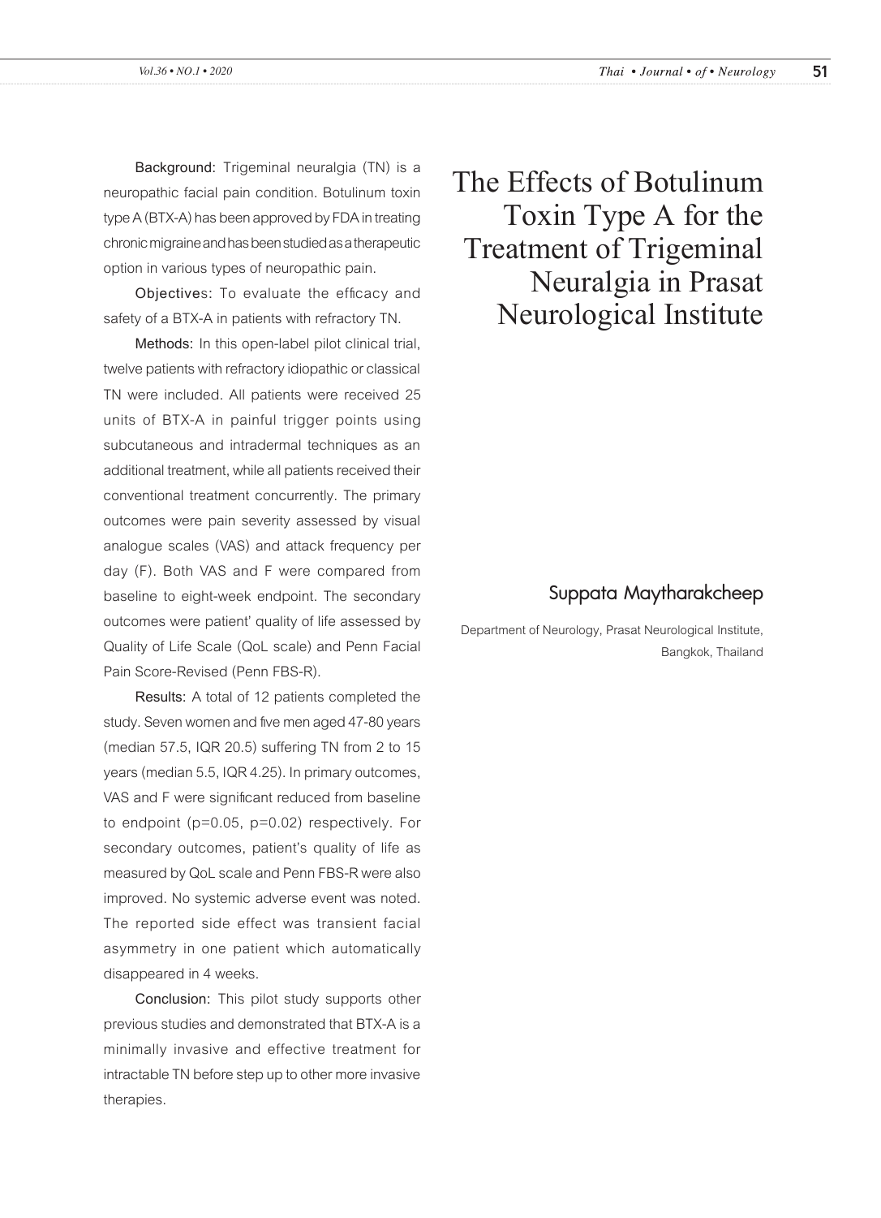# The Effects of Botulinum Toxin Type A for the Treatment of Trigeminal Neuralgia in Prasat Neurological Institute

**Suppata Maytharakcheep**

Department of Neurology, Prasat Neurological Institute, Bangkok, Thailand

**Background:** Trigeminal neuralgia (TN) is a neuropathic facial pain condition. Botulinum toxin type A (BTX-A) has been approved by FDA in treating chronic migraine and has been studied as a therapeutic option in various types of neuropathic pain.

**Objectives:** To evaluate the efficacy and safety of a BTX-A in patients with refractory TN.

**Methods:** In this open-label pilot clinical trial, twelve patients with refractory idiopathic or classical TN were included. All patients were received 25 units of BTX-A in painful trigger points using subcutaneous and intradermal techniques as an additional treatment, while all patients received their conventional treatment concurrently. The primary outcomes were pain severity assessed by visual analogue scales (VAS) and attack frequency per day (F). Both VAS and F were compared from baseline to eight-week endpoint. The secondary outcomes were patient' quality of life assessed by Quality of Life Scale (QoL scale) and Penn Facial Pain Score-Revised (Penn FBS-R).

**Results:** A total of 12 patients completed the study. Seven women and five men aged 47-80 years (median 57.5, IQR 20.5) suffering TN from 2 to 15 years (median 5.5, IQR 4.25). In primary outcomes, VAS and F were significant reduced from baseline to endpoint ($p=0.05$, $p=0.02$) respectively. For secondary outcomes, patient's quality of life as measured by QoL scale and Penn FBS-R were also improved. No systemic adverse event was noted. The reported side effect was transient facial asymmetry in one patient which automatically disappeared in 4 weeks.

**Conclusion:** This pilot study supports other previous studies and demonstrated that BTX-A is a minimally invasive and effective treatment for intractable TN before step up to other more invasive therapies.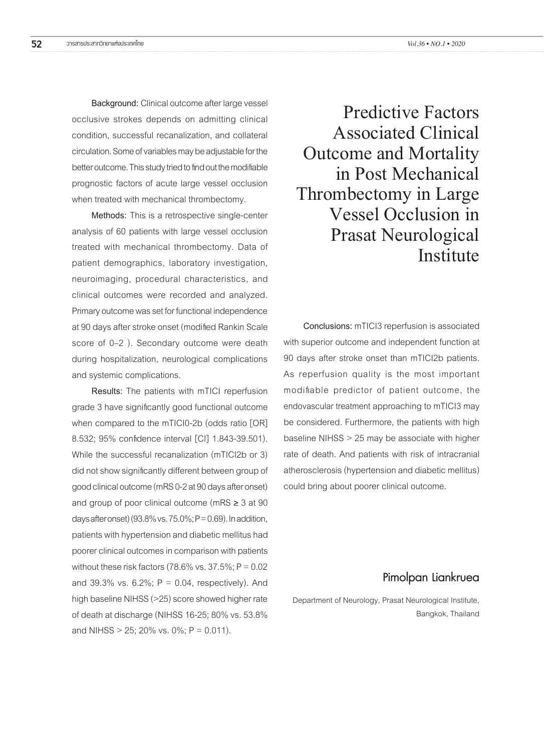# Predictive Factors Associated Clinical Outcome and Mortality in Post Mechanical Thrombectomy in Large Vessel Occlusion in Prasat Neurological Institute

**Pimolpan Liankruea**

Department of Neurology, Prasat Neurological Institute, Bangkok, Thailand

**Background:** Clinical outcome after large vessel occlusive strokes depends on admitting clinical condition, successful recanalization, and collateral circulation. Some of variables may be adjustable for the better outcome. This study tried to find out the modifiable prognostic factors of acute large vessel occlusion when treated with mechanical thrombectomy.

**Methods:** This is a retrospective single-center analysis of 60 patients with large vessel occlusion treated with mechanical thrombectomy. Data of patient demographics, laboratory investigation, neuroimaging, procedural characteristics, and clinical outcomes were recorded and analyzed. Primary outcome was set for functional independence at 90 days after stroke onset (modified Rankin Scale score of 0–2 ). Secondary outcome were death during hospitalization, neurological complications and systemic complications.

**Results:** The patients with mTICI reperfusion grade 3 have significantly good functional outcome when compared to the mTICI0-2b (odds ratio [OR] 8.532; 95% confidence interval [CI] 1.843-39.501). While the successful recanalization (mTICI2b or 3) did not show significantly different between group of good clinical outcome (mRS 0-2 at 90 days after onset) and group of poor clinical outcome (mRS ≥ 3 at 90 days after onset) (93.8% vs. 75.0%; P = 0.69). In addition, patients with hypertension and diabetic mellitus had poorer clinical outcomes in comparison with patients without these risk factors (78.6% vs. 37.5%; P = 0.02 and 39.3% vs. 6.2%; P = 0.04, respectively). And high baseline NIHSS (>25) score showed higher rate of death at discharge (NIHSS 16-25; 80% vs. 53.8% and NIHSS > 25; 20% vs. 0%; P = 0.011).

**Conclusions:** mTICI3 reperfusion is associated with superior outcome and independent function at 90 days after stroke onset than mTICI2b patients. As reperfusion quality is the most important modifiable predictor of patient outcome, the endovascular treatment approaching to mTICI3 may be considered. Furthermore, the patients with high baseline NIHSS > 25 may be associate with higher rate of death. And patients with risk of intracranial atherosclerosis (hypertension and diabetic mellitus) could bring about poorer clinical outcome.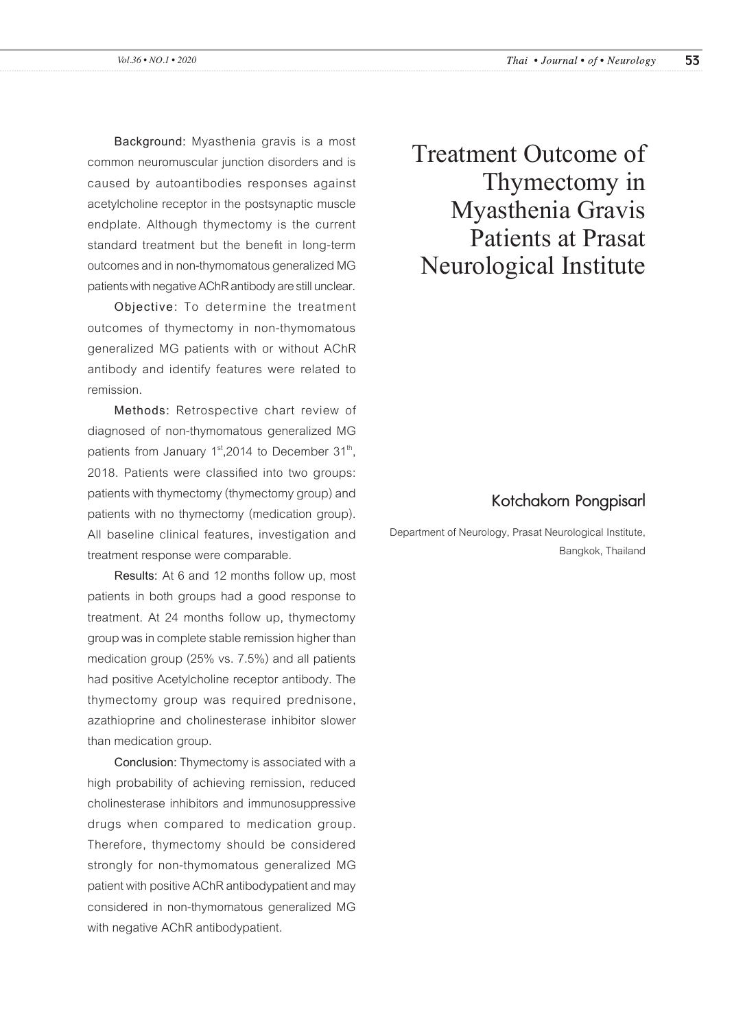# Treatment Outcome of Thymectomy in Myasthenia Gravis Patients at Prasat Neurological Institute

**Kotchakorn Pongpisarl**

Department of Neurology, Prasat Neurological Institute, Bangkok, Thailand

**Background:** Myasthenia gravis is a most common neuromuscular junction disorders and is caused by autoantibodies responses against acetylcholine receptor in the postsynaptic muscle endplate. Although thymectomy is the current standard treatment but the benefit in long-term outcomes and in non-thymomatous generalized MG patients with negative AChR antibody are still unclear.

**Objective:** To determine the treatment outcomes of thymectomy in non-thymomatous generalized MG patients with or without AChR antibody and identify features were related to remission.

**Methods:** Retrospective chart review of diagnosed of non-thymomatous generalized MG patients from January 1[st],2014 to December 31[th], 2018. Patients were classified into two groups: patients with thymectomy (thymectomy group) and patients with no thymectomy (medication group). All baseline clinical features, investigation and treatment response were comparable.

**Results:** At 6 and 12 months follow up, most patients in both groups had a good response to treatment. At 24 months follow up, thymectomy group was in complete stable remission higher than medication group (25% vs. 7.5%) and all patients had positive Acetylcholine receptor antibody. The thymectomy group was required prednisone, azathioprine and cholinesterase inhibitor slower than medication group.

**Conclusion:** Thymectomy is associated with a high probability of achieving remission, reduced cholinesterase inhibitors and immunosuppressive drugs when compared to medication group. Therefore, thymectomy should be considered strongly for non-thymomatous generalized MG patient with positive AChR antibodypatient and may considered in non-thymomatous generalized MG with negative AChR antibodypatient.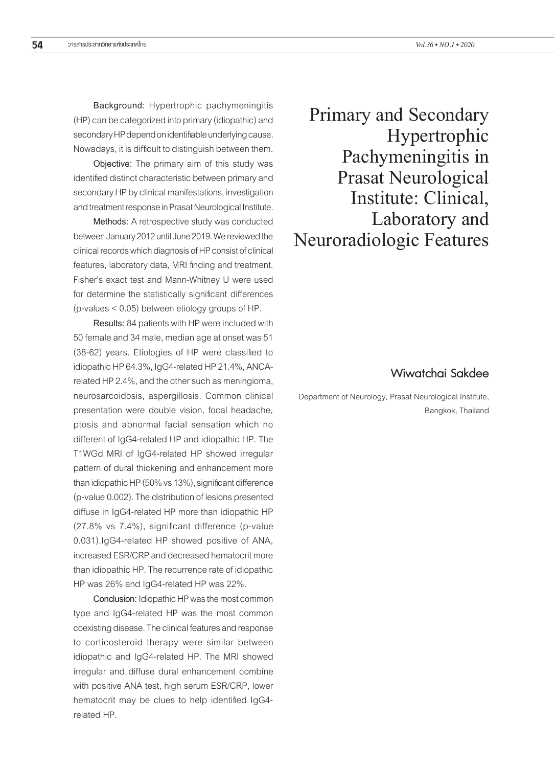# Primary and Secondary Hypertrophic Pachymeningitis in Prasat Neurological Institute: Clinical, Laboratory and Neuroradiologic Features

## Wiwatchai Sakdee

Department of Neurology, Prasat Neurological Institute, Bangkok, Thailand

**Background:** Hypertrophic pachymeningitis (HP) can be categorized into primary (idiopathic) and secondary HP depend on identifiable underlying cause. Nowadays, it is difficult to distinguish between them.

**Objective:** The primary aim of this study was identified distinct characteristic between primary and secondary HP by clinical manifestations, investigation and treatment response in Prasat Neurological Institute.

**Methods:** A retrospective study was conducted between January 2012 until June 2019. We reviewed the clinical records which diagnosis of HP consist of clinical features, laboratory data, MRI finding and treatment. Fisher's exact test and Mann-Whitney U were used for determine the statistically significant differences (p-values < 0.05) between etiology groups of HP.

**Results:** 84 patients with HP were included with 50 female and 34 male, median age at onset was 51 (38-62) years. Etiologies of HP were classified to idiopathic HP 64.3%, IgG4-related HP 21.4%, ANCA-related HP 2.4%, and the other such as meningioma, neurosarcoidosis, aspergillosis. Common clinical presentation were double vision, focal headache, ptosis and abnormal facial sensation which no different of IgG4-related HP and idiopathic HP. The T1WGd MRI of IgG4-related HP showed irregular pattern of dural thickening and enhancement more than idiopathic HP (50% vs 13%), significant difference (p-value 0.002). The distribution of lesions presented diffuse in IgG4-related HP more than idiopathic HP (27.8% vs 7.4%), significant difference (p-value 0.031).IgG4-related HP showed positive of ANA, increased ESR/CRP and decreased hematocrit more than idiopathic HP. The recurrence rate of idiopathic HP was 26% and IgG4-related HP was 22%.

**Conclusion:** Idiopathic HP was the most common type and IgG4-related HP was the most common coexisting disease. The clinical features and response to corticosteroid therapy were similar between idiopathic and IgG4-related HP. The MRI showed irregular and diffuse dural enhancement combine with positive ANA test, high serum ESR/CRP, lower hematocrit may be clues to help identified IgG4-related HP.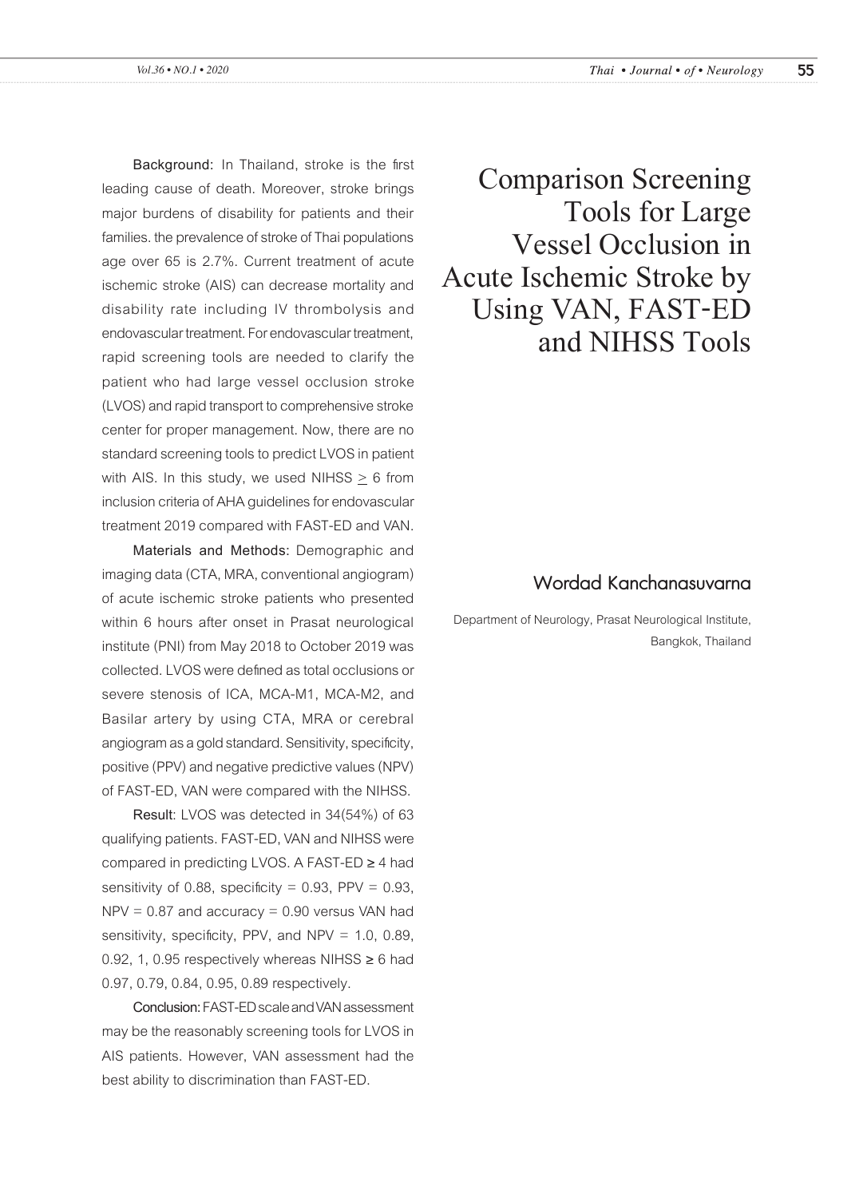# Comparison Screening Tools for Large Vessel Occlusion in Acute Ischemic Stroke by Using VAN, FAST-ED and NIHSS Tools

**Wordad Kanchanasuvarna**

Department of Neurology, Prasat Neurological Institute, Bangkok, Thailand

**Background:** In Thailand, stroke is the first leading cause of death. Moreover, stroke brings major burdens of disability for patients and their families. the prevalence of stroke of Thai populations age over 65 is 2.7%. Current treatment of acute ischemic stroke (AIS) can decrease mortality and disability rate including IV thrombolysis and endovascular treatment. For endovascular treatment, rapid screening tools are needed to clarify the patient who had large vessel occlusion stroke (LVOS) and rapid transport to comprehensive stroke center for proper management. Now, there are no standard screening tools to predict LVOS in patient with AIS. In this study, we used NIHSS $\geq$ 6 from inclusion criteria of AHA guidelines for endovascular treatment 2019 compared with FAST-ED and VAN.

**Materials and Methods:** Demographic and imaging data (CTA, MRA, conventional angiogram) of acute ischemic stroke patients who presented within 6 hours after onset in Prasat neurological institute (PNI) from May 2018 to October 2019 was collected. LVOS were defined as total occlusions or severe stenosis of ICA, MCA-M1, MCA-M2, and Basilar artery by using CTA, MRA or cerebral angiogram as a gold standard. Sensitivity, specificity, positive (PPV) and negative predictive values (NPV) of FAST-ED, VAN were compared with the NIHSS.

**Result:** LVOS was detected in 34(54%) of 63 qualifying patients. FAST-ED, VAN and NIHSS were compared in predicting LVOS. A FAST-ED ≥ 4 had sensitivity of 0.88, specificity = 0.93, PPV = 0.93, NPV = 0.87 and accuracy = 0.90 versus VAN had sensitivity, specificity, PPV, and NPV = 1.0, 0.89, 0.92, 1, 0.95 respectively whereas NIHSS ≥ 6 had 0.97, 0.79, 0.84, 0.95, 0.89 respectively.

**Conclusion:** FAST-ED scale and VAN assessment may be the reasonably screening tools for LVOS in AIS patients. However, VAN assessment had the best ability to discrimination than FAST-ED.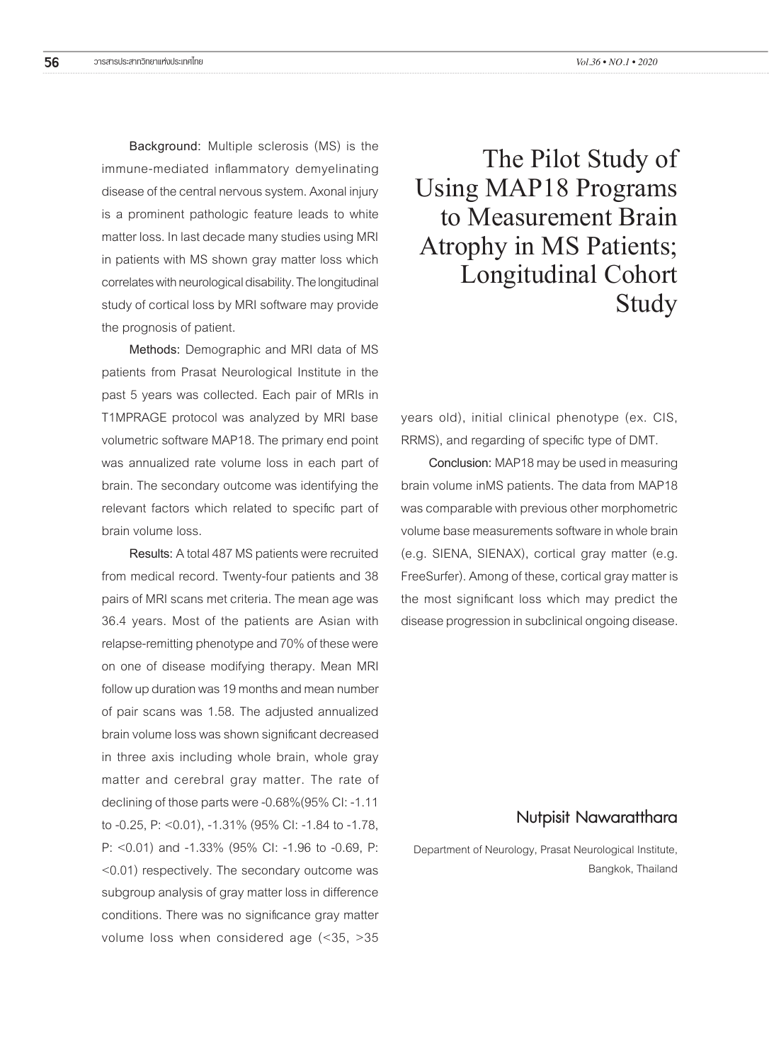# The Pilot Study of Using MAP18 Programs to Measurement Brain Atrophy in MS Patients; Longitudinal Cohort Study

**Nutpisit Nawaratthara**

Department of Neurology, Prasat Neurological Institute, Bangkok, Thailand

**Background:** Multiple sclerosis (MS) is the immune-mediated inflammatory demyelinating disease of the central nervous system. Axonal injury is a prominent pathologic feature leads to white matter loss. In last decade many studies using MRI in patients with MS shown gray matter loss which correlates with neurological disability. The longitudinal study of cortical loss by MRI software may provide the prognosis of patient.

**Methods:** Demographic and MRI data of MS patients from Prasat Neurological Institute in the past 5 years was collected. Each pair of MRIs in T1MPRAGE protocol was analyzed by MRI base volumetric software MAP18. The primary end point was annualized rate volume loss in each part of brain. The secondary outcome was identifying the relevant factors which related to specific part of brain volume loss.

**Results:** A total 487 MS patients were recruited from medical record. Twenty-four patients and 38 pairs of MRI scans met criteria. The mean age was 36.4 years. Most of the patients are Asian with relapse-remitting phenotype and 70% of these were on one of disease modifying therapy. Mean MRI follow up duration was 19 months and mean number of pair scans was 1.58. The adjusted annualized brain volume loss was shown significant decreased in three axis including whole brain, whole gray matter and cerebral gray matter. The rate of declining of those parts were -0.68%(95% CI: -1.11 to -0.25, P: <0.01), -1.31% (95% CI: -1.84 to -1.78, P: <0.01) and -1.33% (95% CI: -1.96 to -0.69, P: <0.01) respectively. The secondary outcome was subgroup analysis of gray matter loss in difference conditions. There was no significance gray matter volume loss when considered age (<35, >35 years old), initial clinical phenotype (ex. CIS, RRMS), and regarding of specific type of DMT.

**Conclusion:** MAP18 may be used in measuring brain volume inMS patients. The data from MAP18 was comparable with previous other morphometric volume base measurements software in whole brain (e.g. SIENA, SIENAX), cortical gray matter (e.g. FreeSurfer). Among of these, cortical gray matter is the most significant loss which may predict the disease progression in subclinical ongoing disease.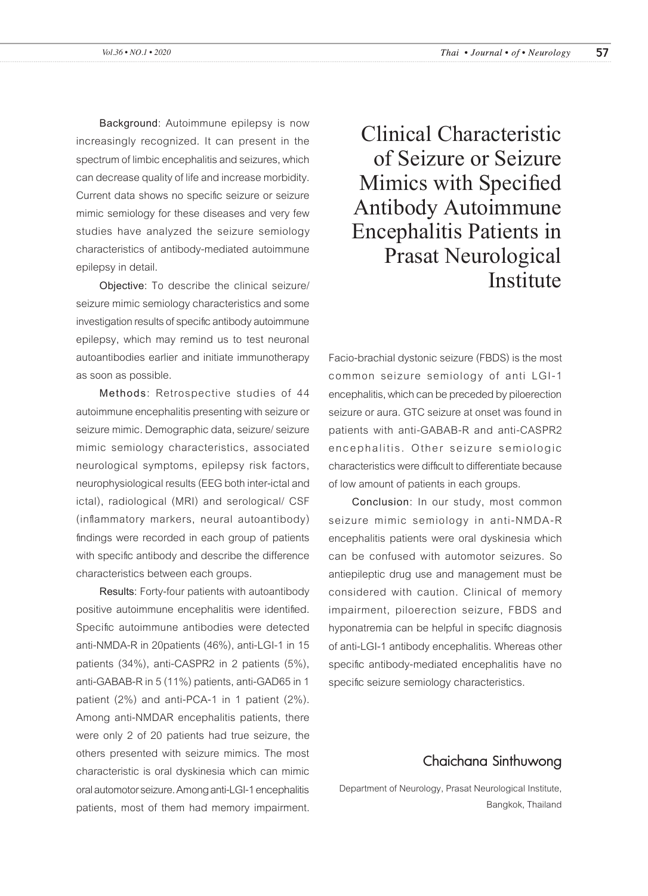# Clinical Characteristic of Seizure or Seizure Mimics with Specified Antibody Autoimmune Encephalitis Patients in Prasat Neurological Institute

## Chaichana Sinthuwong

Department of Neurology, Prasat Neurological Institute, Bangkok, Thailand

**Background**: Autoimmune epilepsy is now increasingly recognized. It can present in the spectrum of limbic encephalitis and seizures, which can decrease quality of life and increase morbidity. Current data shows no specific seizure or seizure mimic semiology for these diseases and very few studies have analyzed the seizure semiology characteristics of antibody-mediated autoimmune epilepsy in detail.

**Objective**: To describe the clinical seizure/ seizure mimic semiology characteristics and some investigation results of specific antibody autoimmune epilepsy, which may remind us to test neuronal autoantibodies earlier and initiate immunotherapy as soon as possible.

**Methods**: Retrospective studies of 44 autoimmune encephalitis presenting with seizure or seizure mimic. Demographic data, seizure/ seizure mimic semiology characteristics, associated neurological symptoms, epilepsy risk factors, neurophysiological results (EEG both inter-ictal and ictal), radiological (MRI) and serological/ CSF (inflammatory markers, neural autoantibody) findings were recorded in each group of patients with specific antibody and describe the difference characteristics between each groups.

**Results**: Forty-four patients with autoantibody positive autoimmune encephalitis were identified. Specific autoimmune antibodies were detected anti-NMDA-R in 20patients (46%), anti-LGI-1 in 15 patients (34%), anti-CASPR2 in 2 patients (5%), anti-GABAB-R in 5 (11%) patients, anti-GAD65 in 1 patient (2%) and anti-PCA-1 in 1 patient (2%). Among anti-NMDAR encephalitis patients, there were only 2 of 20 patients had true seizure, the others presented with seizure mimics. The most characteristic is oral dyskinesia which can mimic oral automotor seizure. Among anti-LGI-1 encephalitis patients, most of them had memory impairment. Facio-brachial dystonic seizure (FBDS) is the most common seizure semiology of anti LGI-1 encephalitis, which can be preceded by piloerection seizure or aura. GTC seizure at onset was found in patients with anti-GABAB-R and anti-CASPR2 encephalitis. Other seizure semiologic characteristics were difficult to differentiate because of low amount of patients in each groups.

**Conclusion**: In our study, most common seizure mimic semiology in anti-NMDA-R encephalitis patients were oral dyskinesia which can be confused with automotor seizures. So antiepileptic drug use and management must be considered with caution. Clinical of memory impairment, piloerection seizure, FBDS and hyponatremia can be helpful in specific diagnosis of anti-LGI-1 antibody encephalitis. Whereas other specific antibody-mediated encephalitis have no specific seizure semiology characteristics.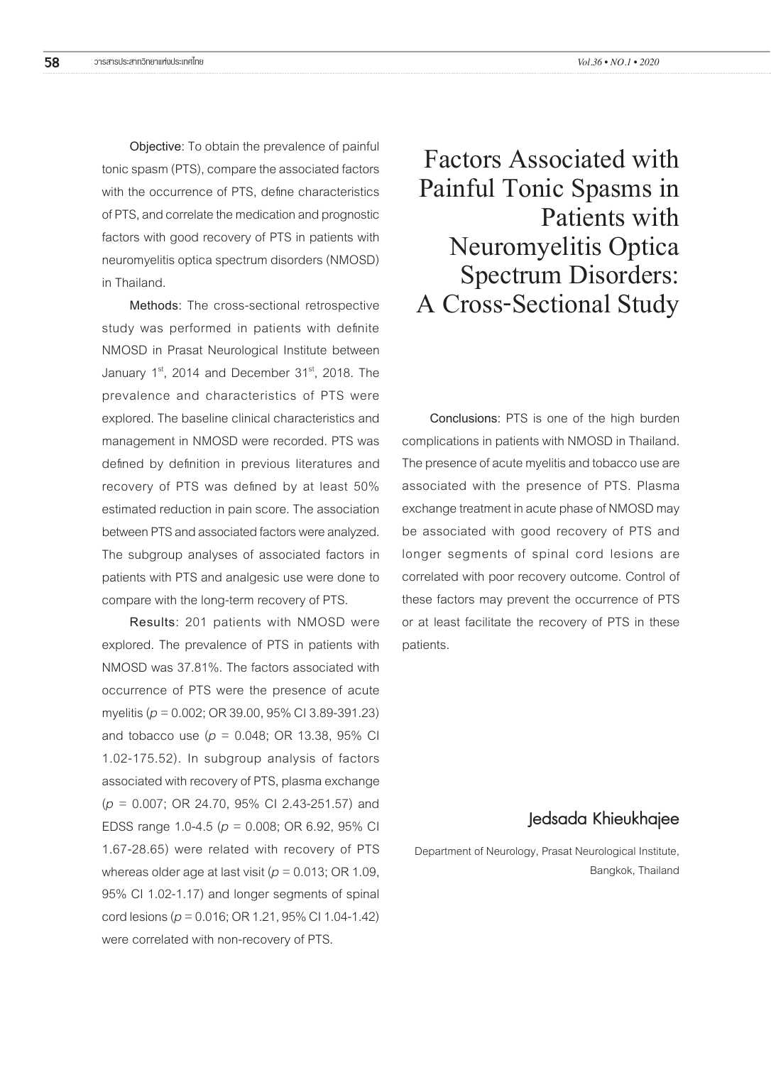# Factors Associated with Painful Tonic Spasms in Patients with Neuromyelitis Optica Spectrum Disorders: A Cross-Sectional Study

**Jedsada Khieukhajee**

Department of Neurology, Prasat Neurological Institute, Bangkok, Thailand

**Objective**: To obtain the prevalence of painful tonic spasm (PTS), compare the associated factors with the occurrence of PTS, define characteristics of PTS, and correlate the medication and prognostic factors with good recovery of PTS in patients with neuromyelitis optica spectrum disorders (NMOSD) in Thailand.

**Methods**: The cross-sectional retrospective study was performed in patients with definite NMOSD in Prasat Neurological Institute between January 1[st], 2014 and December 31[st], 2018. The prevalence and characteristics of PTS were explored. The baseline clinical characteristics and management in NMOSD were recorded. PTS was defined by definition in previous literatures and recovery of PTS was defined by at least 50% estimated reduction in pain score. The association between PTS and associated factors were analyzed. The subgroup analyses of associated factors in patients with PTS and analgesic use were done to compare with the long-term recovery of PTS.

**Results**: 201 patients with NMOSD were explored. The prevalence of PTS in patients with NMOSD was 37.81%. The factors associated with occurrence of PTS were the presence of acute myelitis ($p$ = 0.002; OR 39.00, 95% CI 3.89-391.23) and tobacco use ($p$ = 0.048; OR 13.38, 95% CI 1.02-175.52). In subgroup analysis of factors associated with recovery of PTS, plasma exchange ($p$ = 0.007; OR 24.70, 95% CI 2.43-251.57) and EDSS range 1.0-4.5 ($p$ = 0.008; OR 6.92, 95% CI 1.67-28.65) were related with recovery of PTS whereas older age at last visit ($p$ = 0.013; OR 1.09, 95% CI 1.02-1.17) and longer segments of spinal cord lesions ($p$ = 0.016; OR 1.21, 95% CI 1.04-1.42) were correlated with non-recovery of PTS.

**Conclusions**: PTS is one of the high burden complications in patients with NMOSD in Thailand. The presence of acute myelitis and tobacco use are associated with the presence of PTS. Plasma exchange treatment in acute phase of NMOSD may be associated with good recovery of PTS and longer segments of spinal cord lesions are correlated with poor recovery outcome. Control of these factors may prevent the occurrence of PTS or at least facilitate the recovery of PTS in these patients.